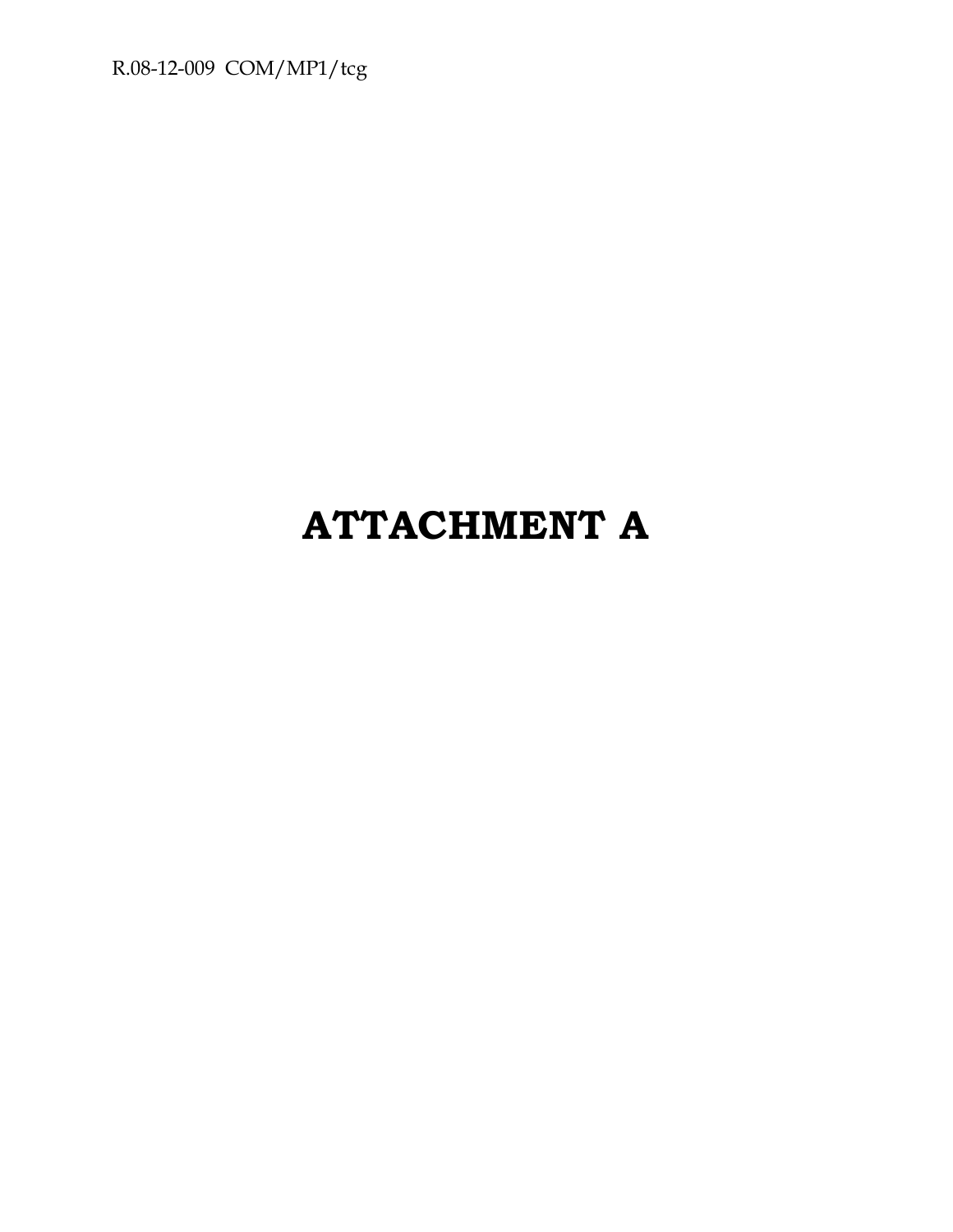# ATTACHMENT A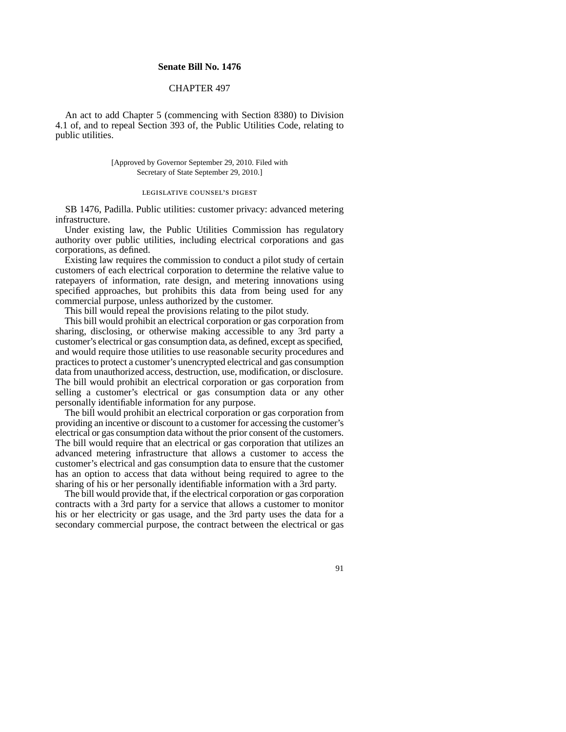**Senate Bill No. 1476**

CHAPTER 497

An act to add Chapter 5 (commencing with Section 8380) to Division 4.1 of, and to repeal Section 393 of, the Public Utilities Code, relating to public utilities.

[Approved by Governor September 29, 2010. Filed with Secretary of State September 29, 2010.]

LEGISLATIVE COUNSEL'S DIGEST

SB 1476, Padilla. Public utilities: customer privacy: advanced metering infrastructure.

Under existing law, the Public Utilities Commission has regulatory authority over public utilities, including electrical corporations and gas corporations, as defined.

Existing law requires the commission to conduct a pilot study of certain customers of each electrical corporation to determine the relative value to ratepayers of information, rate design, and metering innovations using specified approaches, but prohibits this data from being used for any commercial purpose, unless authorized by the customer.

This bill would repeal the provisions relating to the pilot study.

This bill would prohibit an electrical corporation or gas corporation from sharing, disclosing, or otherwise making accessible to any 3rd party a customer's electrical or gas consumption data, as defined, except as specified, and would require those utilities to use reasonable security procedures and practices to protect a customer's unencrypted electrical and gas consumption data from unauthorized access, destruction, use, modification, or disclosure. The bill would prohibit an electrical corporation or gas corporation from selling a customer's electrical or gas consumption data or any other personally identifiable information for any purpose.

The bill would prohibit an electrical corporation or gas corporation from providing an incentive or discount to a customer for accessing the customer's electrical or gas consumption data without the prior consent of the customers. The bill would require that an electrical or gas corporation that utilizes an advanced metering infrastructure that allows a customer to access the customer's electrical and gas consumption data to ensure that the customer has an option to access that data without being required to agree to the sharing of his or her personally identifiable information with a 3rd party.

The bill would provide that, if the electrical corporation or gas corporation contracts with a 3rd party for a service that allows a customer to monitor his or her electricity or gas usage, and the 3rd party uses the data for a secondary commercial purpose, the contract between the electrical or gas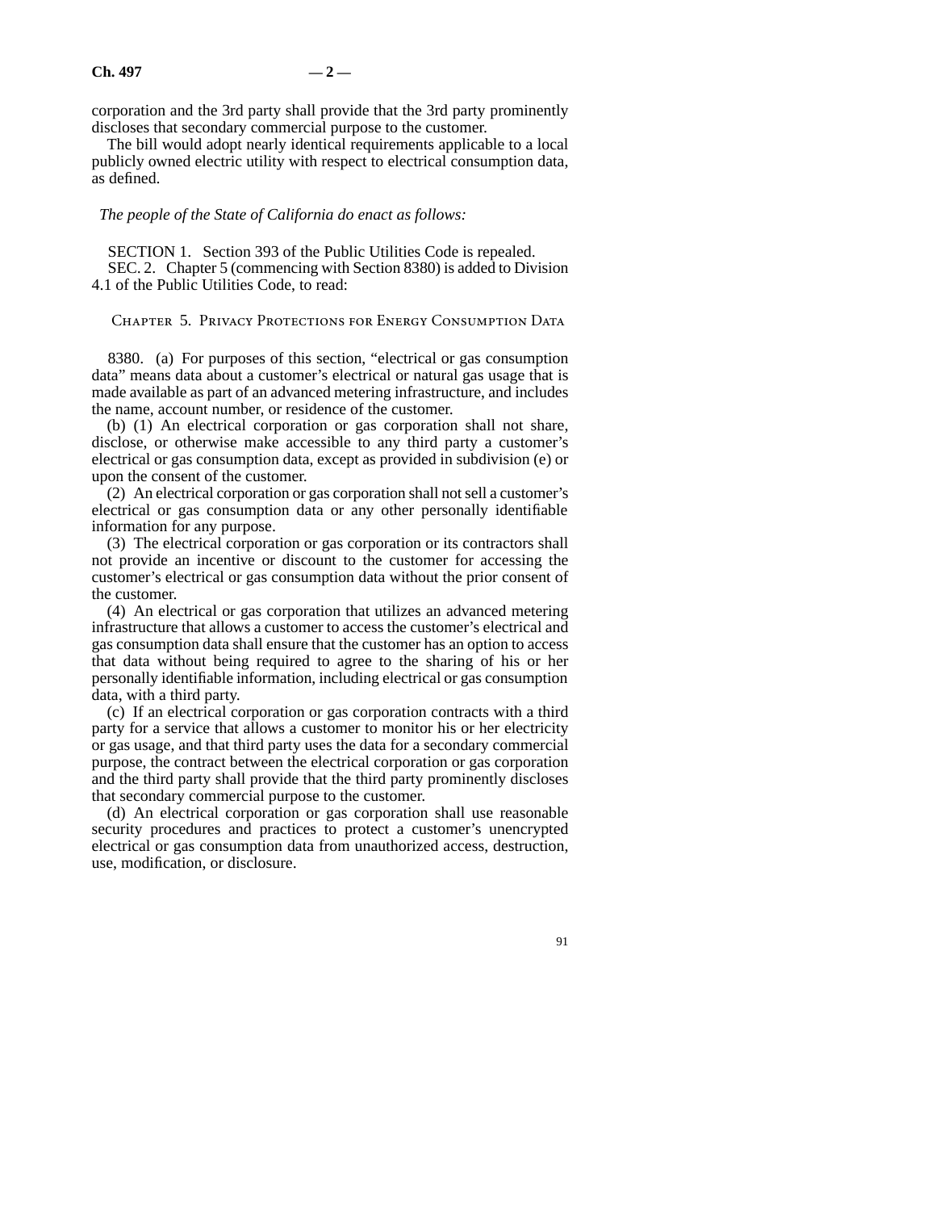corporation and the 3rd party shall provide that the 3rd party prominently discloses that secondary commercial purpose to the customer.

The bill would adopt nearly identical requirements applicable to a local publicly owned electric utility with respect to electrical consumption data, as defined.

*The people of the State of California do enact as follows:*

SECTION 1. Section 393 of the Public Utilities Code is repealed.

SEC. 2. Chapter 5 (commencing with Section 8380) is added to Division 4.1 of the Public Utilities Code, to read:

## Chapter 5. Privacy Protections for Energy Consumption Data

8380. (a) For purposes of this section, "electrical or gas consumption data" means data about a customer's electrical or natural gas usage that is made available as part of an advanced metering infrastructure, and includes the name, account number, or residence of the customer.

(b) (1) An electrical corporation or gas corporation shall not share, disclose, or otherwise make accessible to any third party a customer's electrical or gas consumption data, except as provided in subdivision (e) or upon the consent of the customer.

(2) An electrical corporation or gas corporation shall not sell a customer's electrical or gas consumption data or any other personally identifiable information for any purpose.

(3) The electrical corporation or gas corporation or its contractors shall not provide an incentive or discount to the customer for accessing the customer's electrical or gas consumption data without the prior consent of the customer.

(4) An electrical or gas corporation that utilizes an advanced metering infrastructure that allows a customer to access the customer's electrical and gas consumption data shall ensure that the customer has an option to access that data without being required to agree to the sharing of his or her personally identifiable information, including electrical or gas consumption data, with a third party.

(c) If an electrical corporation or gas corporation contracts with a third party for a service that allows a customer to monitor his or her electricity or gas usage, and that third party uses the data for a secondary commercial purpose, the contract between the electrical corporation or gas corporation and the third party shall provide that the third party prominently discloses that secondary commercial purpose to the customer.

(d) An electrical corporation or gas corporation shall use reasonable security procedures and practices to protect a customer's unencrypted electrical or gas consumption data from unauthorized access, destruction, use, modification, or disclosure.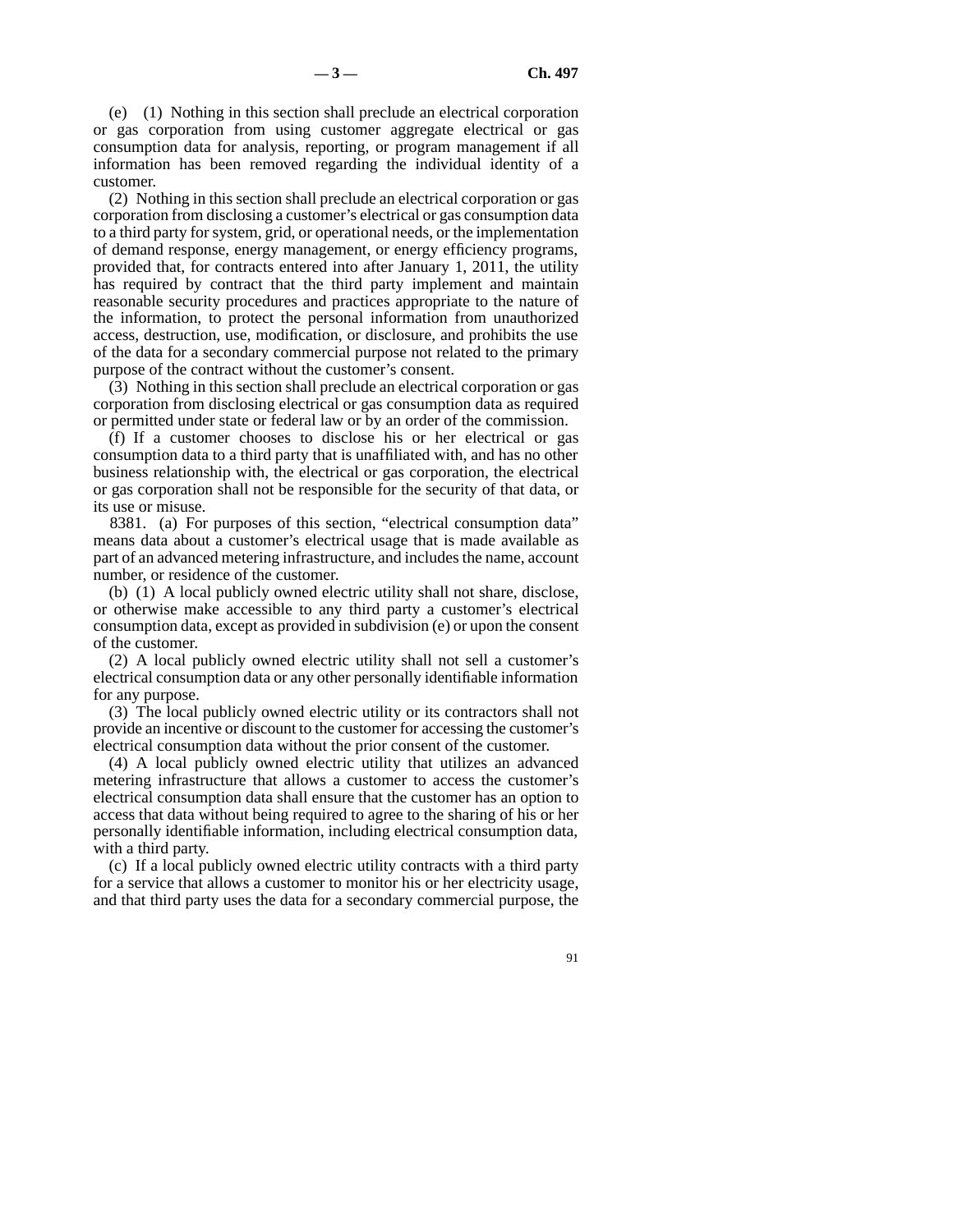(e) (1) Nothing in this section shall preclude an electrical corporation or gas corporation from using customer aggregate electrical or gas consumption data for analysis, reporting, or program management if all information has been removed regarding the individual identity of a customer.

(2) Nothing in this section shall preclude an electrical corporation or gas corporation from disclosing a customer's electrical or gas consumption data to a third party for system, grid, or operational needs, or the implementation of demand response, energy management, or energy efficiency programs, provided that, for contracts entered into after January 1, 2011, the utility has required by contract that the third party implement and maintain reasonable security procedures and practices appropriate to the nature of the information, to protect the personal information from unauthorized access, destruction, use, modification, or disclosure, and prohibits the use of the data for a secondary commercial purpose not related to the primary purpose of the contract without the customer's consent.

(3) Nothing in this section shall preclude an electrical corporation or gas corporation from disclosing electrical or gas consumption data as required or permitted under state or federal law or by an order of the commission.

(f) If a customer chooses to disclose his or her electrical or gas consumption data to a third party that is unaffiliated with, and has no other business relationship with, the electrical or gas corporation, the electrical or gas corporation shall not be responsible for the security of that data, or its use or misuse.

8381. (a) For purposes of this section, "electrical consumption data" means data about a customer's electrical usage that is made available as part of an advanced metering infrastructure, and includes the name, account number, or residence of the customer.

(b) (1) A local publicly owned electric utility shall not share, disclose, or otherwise make accessible to any third party a customer's electrical consumption data, except as provided in subdivision (e) or upon the consent of the customer.

(2) A local publicly owned electric utility shall not sell a customer's electrical consumption data or any other personally identifiable information for any purpose.

(3) The local publicly owned electric utility or its contractors shall not provide an incentive or discount to the customer for accessing the customer's electrical consumption data without the prior consent of the customer.

(4) A local publicly owned electric utility that utilizes an advanced metering infrastructure that allows a customer to access the customer's electrical consumption data shall ensure that the customer has an option to access that data without being required to agree to the sharing of his or her personally identifiable information, including electrical consumption data, with a third party.

(c) If a local publicly owned electric utility contracts with a third party for a service that allows a customer to monitor his or her electricity usage, and that third party uses the data for a secondary commercial purpose, the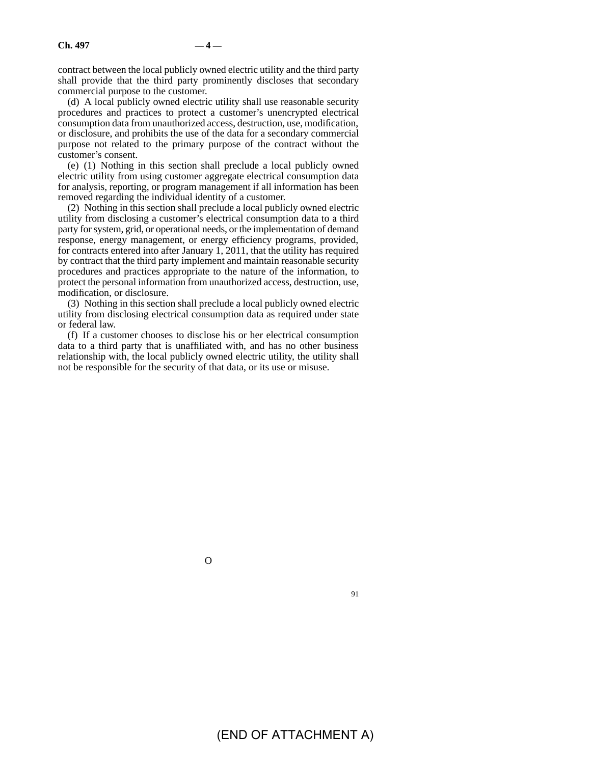contract between the local publicly owned electric utility and the third party shall provide that the third party prominently discloses that secondary commercial purpose to the customer.

(d) A local publicly owned electric utility shall use reasonable security procedures and practices to protect a customer's unencrypted electrical consumption data from unauthorized access, destruction, use, modification, or disclosure, and prohibits the use of the data for a secondary commercial purpose not related to the primary purpose of the contract without the customer's consent.

(e) (1) Nothing in this section shall preclude a local publicly owned electric utility from using customer aggregate electrical consumption data for analysis, reporting, or program management if all information has been removed regarding the individual identity of a customer.

(2) Nothing in this section shall preclude a local publicly owned electric utility from disclosing a customer's electrical consumption data to a third party for system, grid, or operational needs, or the implementation of demand response, energy management, or energy efficiency programs, provided, for contracts entered into after January 1, 2011, that the utility has required by contract that the third party implement and maintain reasonable security procedures and practices appropriate to the nature of the information, to protect the personal information from unauthorized access, destruction, use, modification, or disclosure.

(3) Nothing in this section shall preclude a local publicly owned electric utility from disclosing electrical consumption data as required under state or federal law.

(f) If a customer chooses to disclose his or her electrical consumption data to a third party that is unaffiliated with, and has no other business relationship with, the local publicly owned electric utility, the utility shall not be responsible for the security of that data, or its use or misuse.

O

(END OF ATTACHMENT A)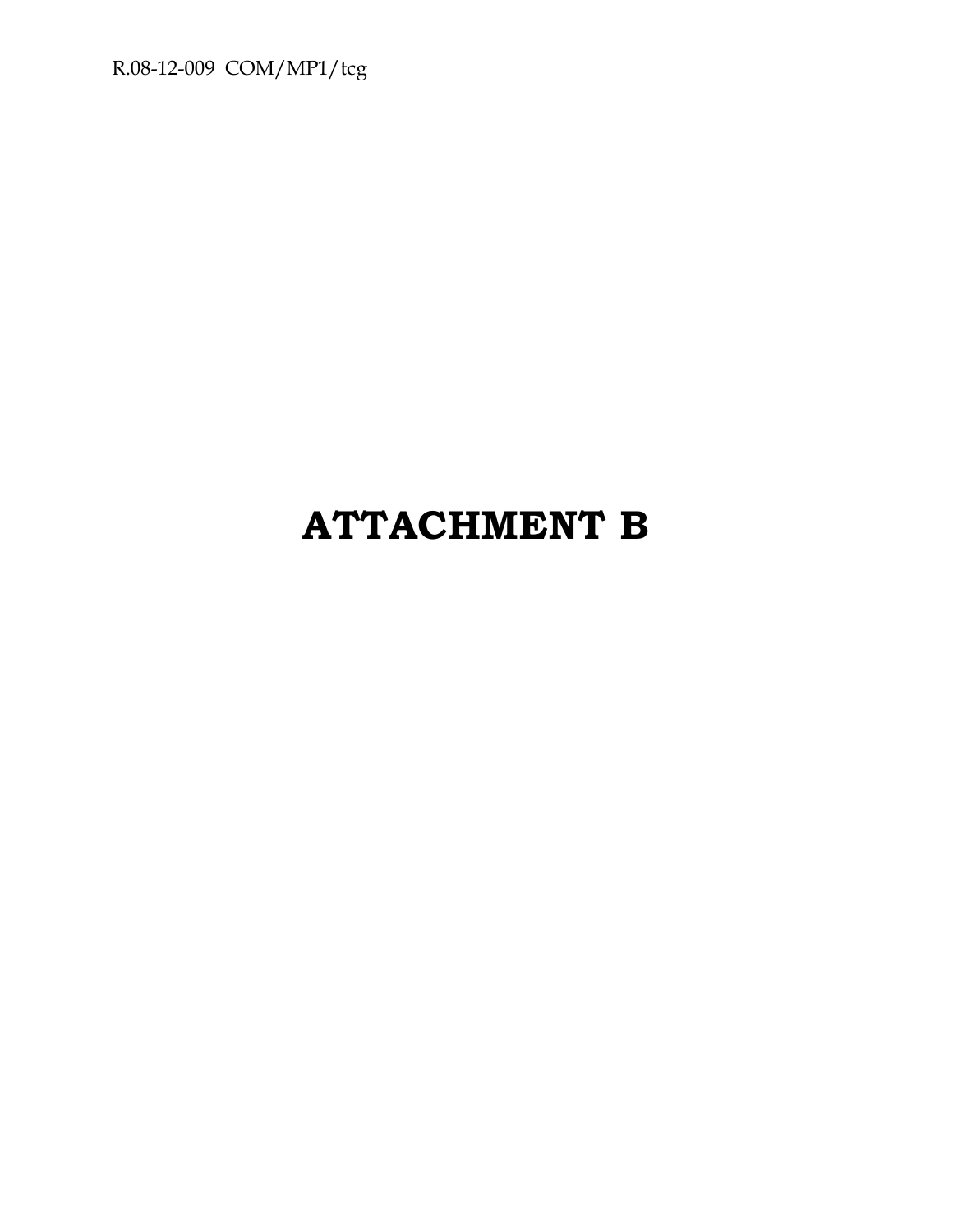# ATTACHMENT B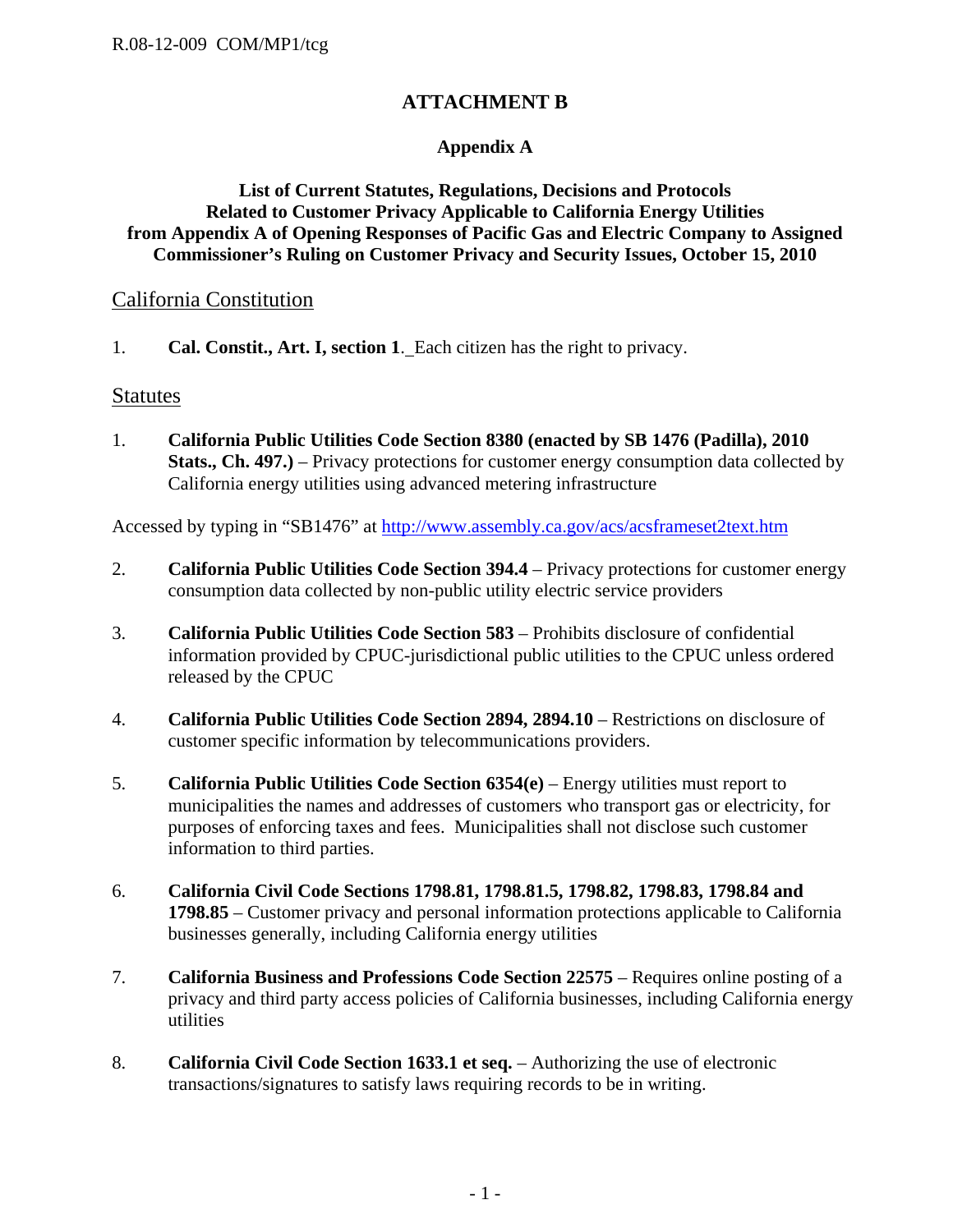# ATTACHMENT B

## Appendix A

### List of Current Statutes, Regulations, Decisions and Protocols Related to Customer Privacy Applicable to California Energy Utilities from Appendix A of Opening Responses of Pacific Gas and Electric Company to Assigned Commissioner's Ruling on Customer Privacy and Security Issues, October 15, 2010

## California Constitution

1. **Cal. Constit., Art. I, section 1**. Each citizen has the right to privacy.

## Statutes

1. **California Public Utilities Code Section 8380 (enacted by SB 1476 (Padilla), 2010 Stats., Ch. 497.)** – Privacy protections for customer energy consumption data collected by California energy utilities using advanced metering infrastructure

Accessed by typing in "SB1476" at http://www.assembly.ca.gov/acs/acsframeset2text.htm

2. **California Public Utilities Code Section 394.4** – Privacy protections for customer energy consumption data collected by non-public utility electric service providers

3. **California Public Utilities Code Section 583** – Prohibits disclosure of confidential information provided by CPUC-jurisdictional public utilities to the CPUC unless ordered released by the CPUC

4. **California Public Utilities Code Section 2894, 2894.10** – Restrictions on disclosure of customer specific information by telecommunications providers.

5. **California Public Utilities Code Section 6354(e)** – Energy utilities must report to municipalities the names and addresses of customers who transport gas or electricity, for purposes of enforcing taxes and fees. Municipalities shall not disclose such customer information to third parties.

6. **California Civil Code Sections 1798.81, 1798.81.5, 1798.82, 1798.83, 1798.84 and 1798.85** – Customer privacy and personal information protections applicable to California businesses generally, including California energy utilities

7. **California Business and Professions Code Section 22575** – Requires online posting of a privacy and third party access policies of California businesses, including California energy utilities

8. **California Civil Code Section 1633.1 et seq.** – Authorizing the use of electronic transactions/signatures to satisfy laws requiring records to be in writing.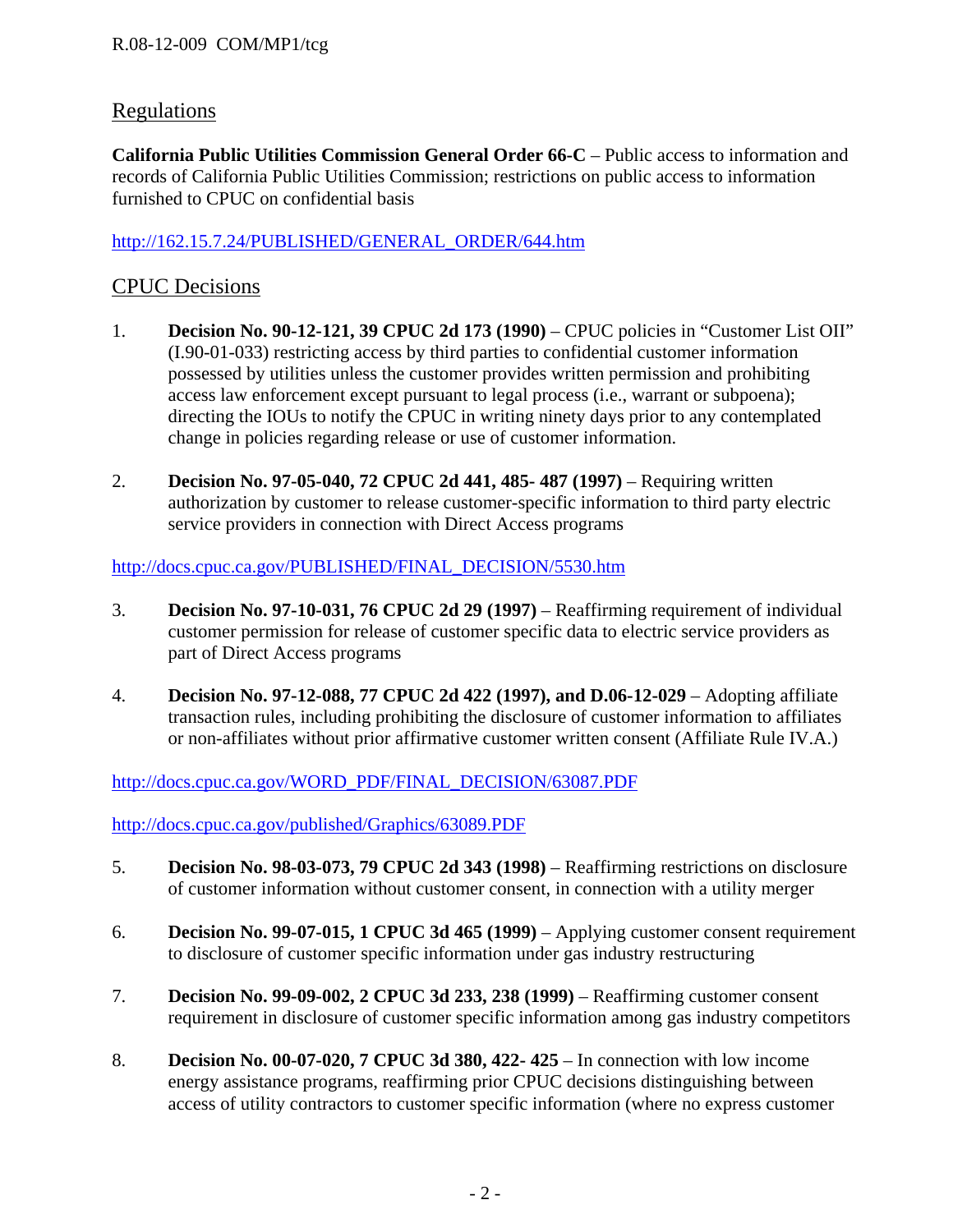## Regulations

**California Public Utilities Commission General Order 66-C** – Public access to information and records of California Public Utilities Commission; restrictions on public access to information furnished to CPUC on confidential basis

http://162.15.7.24/PUBLISHED/GENERAL_ORDER/644.htm

## CPUC Decisions

1. **Decision No. 90-12-121, 39 CPUC 2d 173 (1990)** – CPUC policies in "Customer List OII" (I.90-01-033) restricting access by third parties to confidential customer information possessed by utilities unless the customer provides written permission and prohibiting access law enforcement except pursuant to legal process (i.e., warrant or subpoena); directing the IOUs to notify the CPUC in writing ninety days prior to any contemplated change in policies regarding release or use of customer information.

2. **Decision No. 97-05-040, 72 CPUC 2d 441, 485- 487 (1997)** – Requiring written authorization by customer to release customer-specific information to third party electric service providers in connection with Direct Access programs

http://docs.cpuc.ca.gov/PUBLISHED/FINAL_DECISION/5530.htm

3. **Decision No. 97-10-031, 76 CPUC 2d 29 (1997)** – Reaffirming requirement of individual customer permission for release of customer specific data to electric service providers as part of Direct Access programs

4. **Decision No. 97-12-088, 77 CPUC 2d 422 (1997), and D.06-12-029** – Adopting affiliate transaction rules, including prohibiting the disclosure of customer information to affiliates or non-affiliates without prior affirmative customer written consent (Affiliate Rule IV.A.)

http://docs.cpuc.ca.gov/WORD_PDF/FINAL_DECISION/63087.PDF

http://docs.cpuc.ca.gov/published/Graphics/63089.PDF

5. **Decision No. 98-03-073, 79 CPUC 2d 343 (1998)** – Reaffirming restrictions on disclosure of customer information without customer consent, in connection with a utility merger

6. **Decision No. 99-07-015, 1 CPUC 3d 465 (1999)** – Applying customer consent requirement to disclosure of customer specific information under gas industry restructuring

7. **Decision No. 99-09-002, 2 CPUC 3d 233, 238 (1999)** – Reaffirming customer consent requirement in disclosure of customer specific information among gas industry competitors

8. **Decision No. 00-07-020, 7 CPUC 3d 380, 422- 425** – In connection with low income energy assistance programs, reaffirming prior CPUC decisions distinguishing between access of utility contractors to customer specific information (where no express customer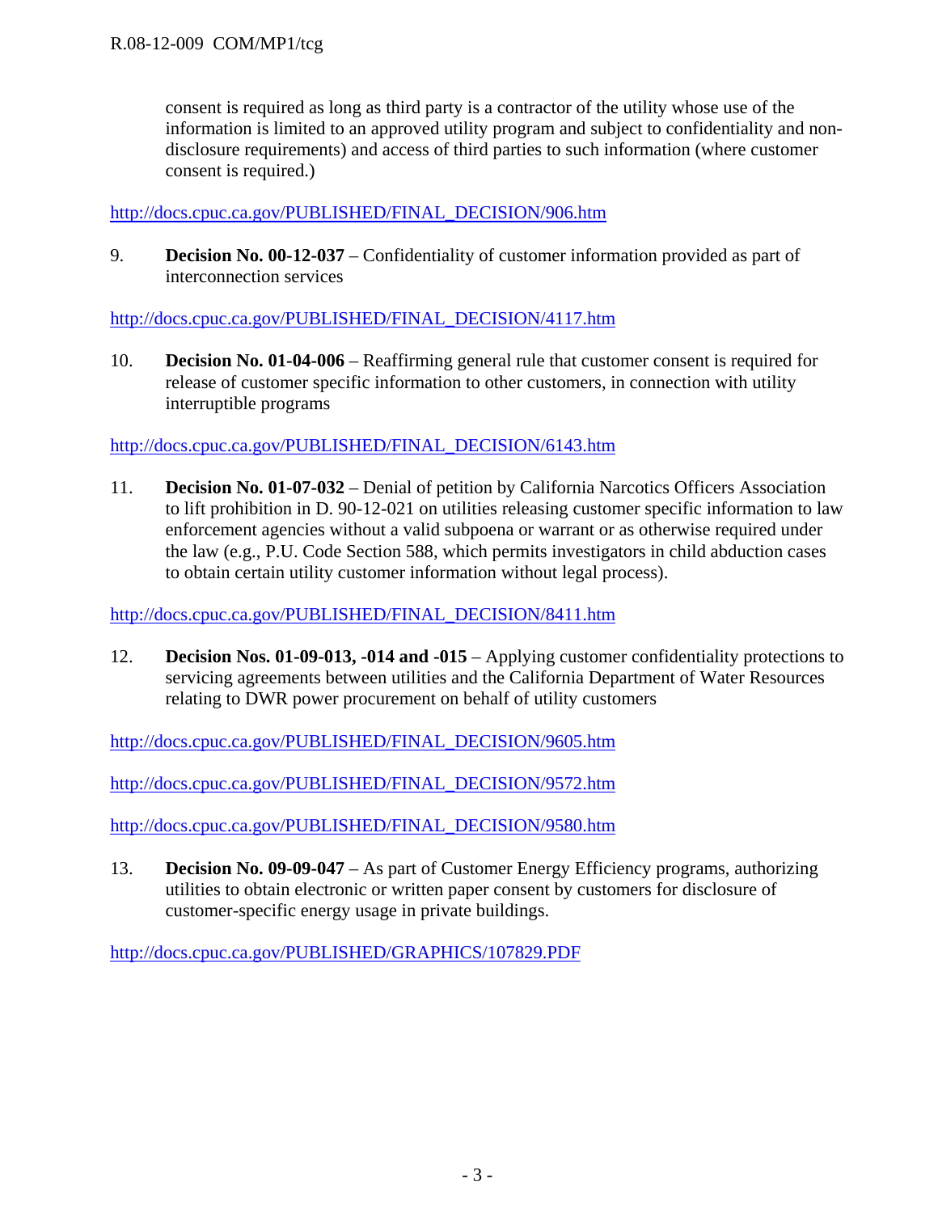consent is required as long as third party is a contractor of the utility whose use of the information is limited to an approved utility program and subject to confidentiality and non-disclosure requirements) and access of third parties to such information (where customer consent is required.)

http://docs.cpuc.ca.gov/PUBLISHED/FINAL_DECISION/906.htm

9. **Decision No. 00-12-037** – Confidentiality of customer information provided as part of interconnection services

http://docs.cpuc.ca.gov/PUBLISHED/FINAL_DECISION/4117.htm

10. **Decision No. 01-04-006** – Reaffirming general rule that customer consent is required for release of customer specific information to other customers, in connection with utility interruptible programs

http://docs.cpuc.ca.gov/PUBLISHED/FINAL_DECISION/6143.htm

11. **Decision No. 01-07-032** – Denial of petition by California Narcotics Officers Association to lift prohibition in D. 90-12-021 on utilities releasing customer specific information to law enforcement agencies without a valid subpoena or warrant or as otherwise required under the law (e.g., P.U. Code Section 588, which permits investigators in child abduction cases to obtain certain utility customer information without legal process).

http://docs.cpuc.ca.gov/PUBLISHED/FINAL_DECISION/8411.htm

12. **Decision Nos. 01-09-013, -014 and -015** – Applying customer confidentiality protections to servicing agreements between utilities and the California Department of Water Resources relating to DWR power procurement on behalf of utility customers

http://docs.cpuc.ca.gov/PUBLISHED/FINAL_DECISION/9605.htm

http://docs.cpuc.ca.gov/PUBLISHED/FINAL_DECISION/9572.htm

http://docs.cpuc.ca.gov/PUBLISHED/FINAL_DECISION/9580.htm

13. **Decision No. 09-09-047** – As part of Customer Energy Efficiency programs, authorizing utilities to obtain electronic or written paper consent by customers for disclosure of customer-specific energy usage in private buildings.

http://docs.cpuc.ca.gov/PUBLISHED/GRAPHICS/107829.PDF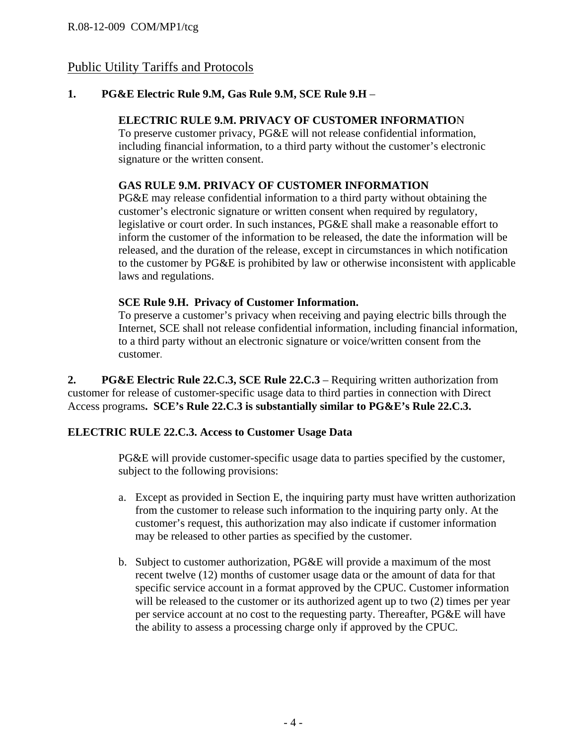## Public Utility Tariffs and Protocols

**1. PG&E Electric Rule 9.M, Gas Rule 9.M, SCE Rule 9.H** –

**ELECTRIC RULE 9.M. PRIVACY OF CUSTOMER INFORMATION**
To preserve customer privacy, PG&E will not release confidential information, including financial information, to a third party without the customer's electronic signature or the written consent.

**GAS RULE 9.M. PRIVACY OF CUSTOMER INFORMATION**
PG&E may release confidential information to a third party without obtaining the customer's electronic signature or written consent when required by regulatory, legislative or court order. In such instances, PG&E shall make a reasonable effort to inform the customer of the information to be released, the date the information will be released, and the duration of the release, except in circumstances in which notification to the customer by PG&E is prohibited by law or otherwise inconsistent with applicable laws and regulations.

**SCE Rule 9.H. Privacy of Customer Information.**
To preserve a customer's privacy when receiving and paying electric bills through the Internet, SCE shall not release confidential information, including financial information, to a third party without an electronic signature or voice/written consent from the customer.

**2. PG&E Electric Rule 22.C.3, SCE Rule 22.C.3** – Requiring written authorization from customer for release of customer-specific usage data to third parties in connection with Direct Access programs**. SCE's Rule 22.C.3 is substantially similar to PG&E's Rule 22.C.3.**

**ELECTRIC RULE 22.C.3. Access to Customer Usage Data**

PG&E will provide customer-specific usage data to parties specified by the customer, subject to the following provisions:

a. Except as provided in Section E, the inquiring party must have written authorization from the customer to release such information to the inquiring party only. At the customer's request, this authorization may also indicate if customer information may be released to other parties as specified by the customer.

b. Subject to customer authorization, PG&E will provide a maximum of the most recent twelve (12) months of customer usage data or the amount of data for that specific service account in a format approved by the CPUC. Customer information will be released to the customer or its authorized agent up to two (2) times per year per service account at no cost to the requesting party. Thereafter, PG&E will have the ability to assess a processing charge only if approved by the CPUC.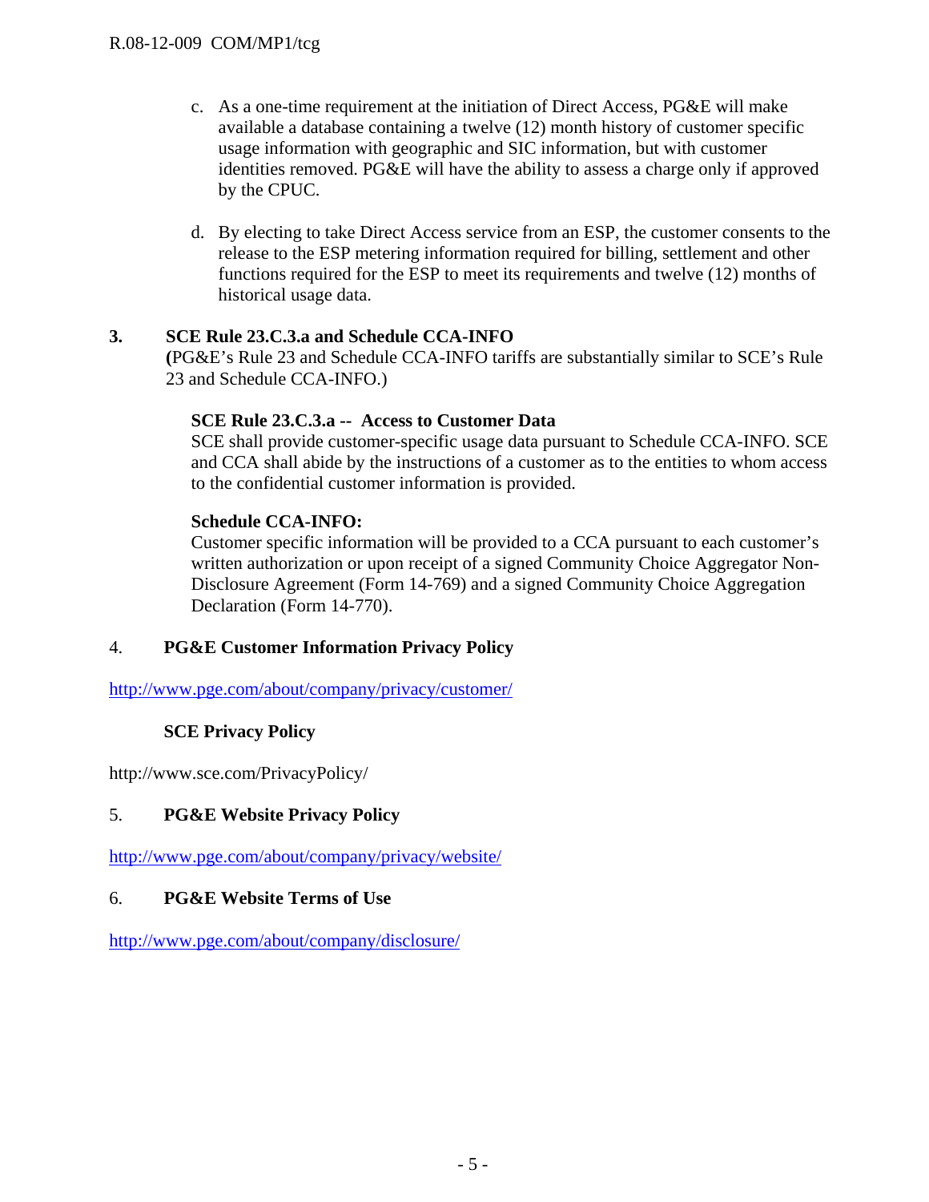c. As a one-time requirement at the initiation of Direct Access, PG&E will make available a database containing a twelve (12) month history of customer specific usage information with geographic and SIC information, but with customer identities removed. PG&E will have the ability to assess a charge only if approved by the CPUC.

d. By electing to take Direct Access service from an ESP, the customer consents to the release to the ESP metering information required for billing, settlement and other functions required for the ESP to meet its requirements and twelve (12) months of historical usage data.

**3. SCE Rule 23.C.3.a and Schedule CCA-INFO**
**(**PG&E's Rule 23 and Schedule CCA-INFO tariffs are substantially similar to SCE's Rule 23 and Schedule CCA-INFO.)

**SCE Rule 23.C.3.a -- Access to Customer Data**
SCE shall provide customer-specific usage data pursuant to Schedule CCA-INFO. SCE and CCA shall abide by the instructions of a customer as to the entities to whom access to the confidential customer information is provided.

**Schedule CCA-INFO:**
Customer specific information will be provided to a CCA pursuant to each customer's written authorization or upon receipt of a signed Community Choice Aggregator Non-Disclosure Agreement (Form 14-769) and a signed Community Choice Aggregation Declaration (Form 14-770).

4. **PG&E Customer Information Privacy Policy**

http://www.pge.com/about/company/privacy/customer/

**SCE Privacy Policy**

http://www.sce.com/PrivacyPolicy/

5. **PG&E Website Privacy Policy**

http://www.pge.com/about/company/privacy/website/

6. **PG&E Website Terms of Use**

http://www.pge.com/about/company/disclosure/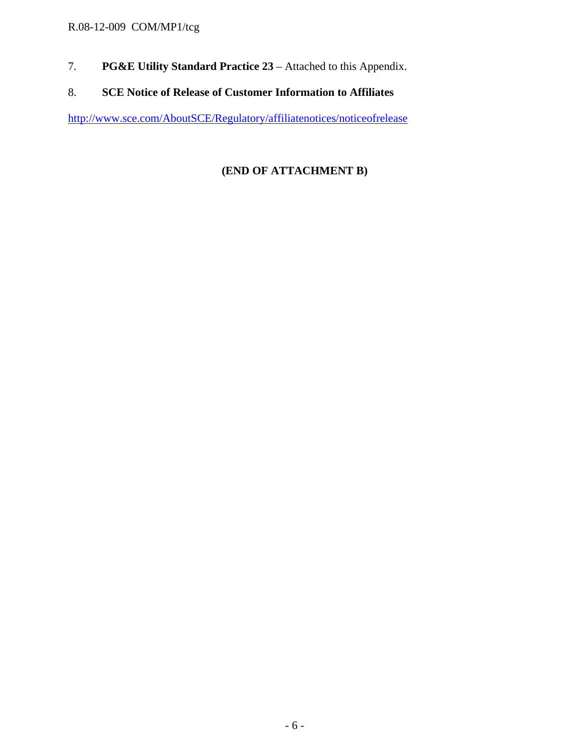7. **PG&E Utility Standard Practice 23** – Attached to this Appendix.

8. **SCE Notice of Release of Customer Information to Affiliates**

http://www.sce.com/AboutSCE/Regulatory/affiliatenotices/noticeofrelease

**(END OF ATTACHMENT B)**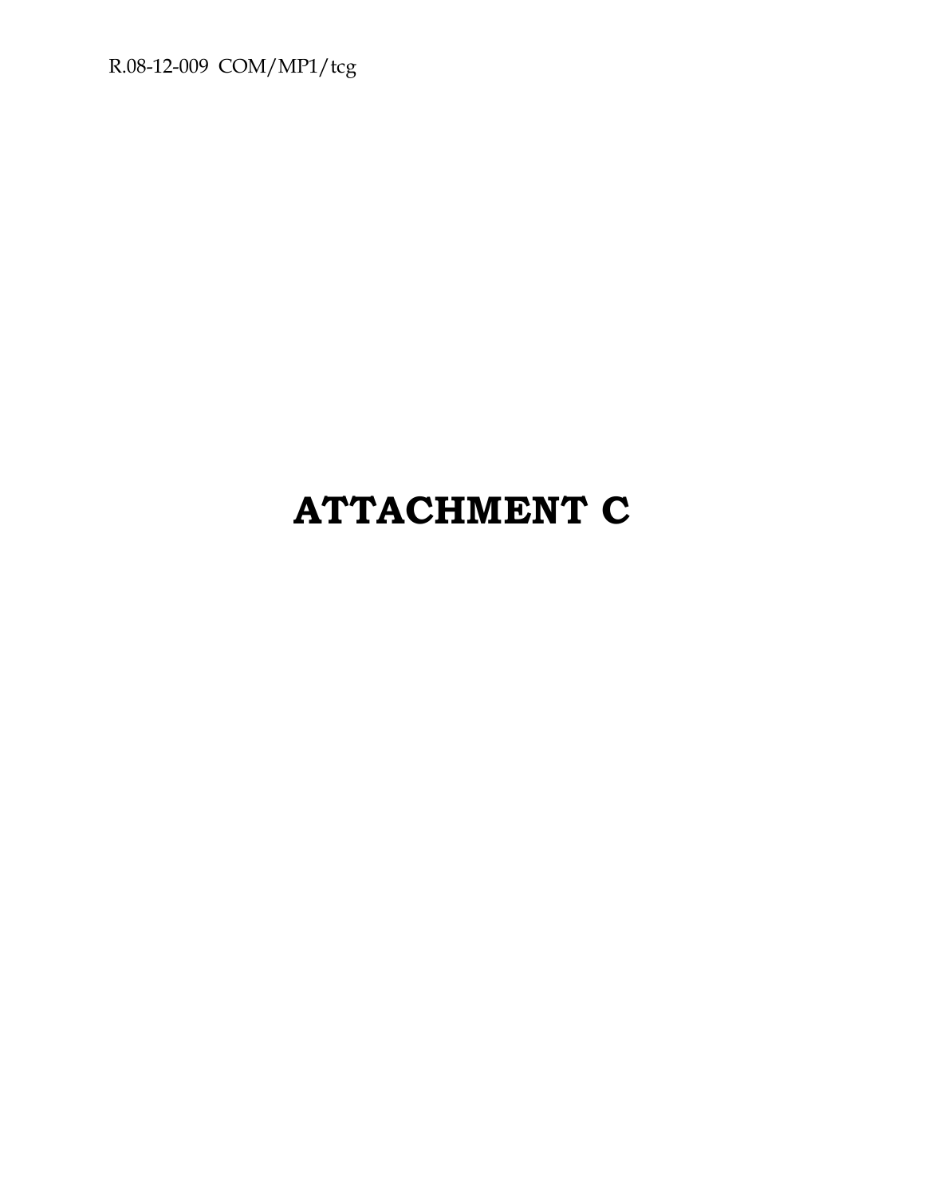# ATTACHMENT C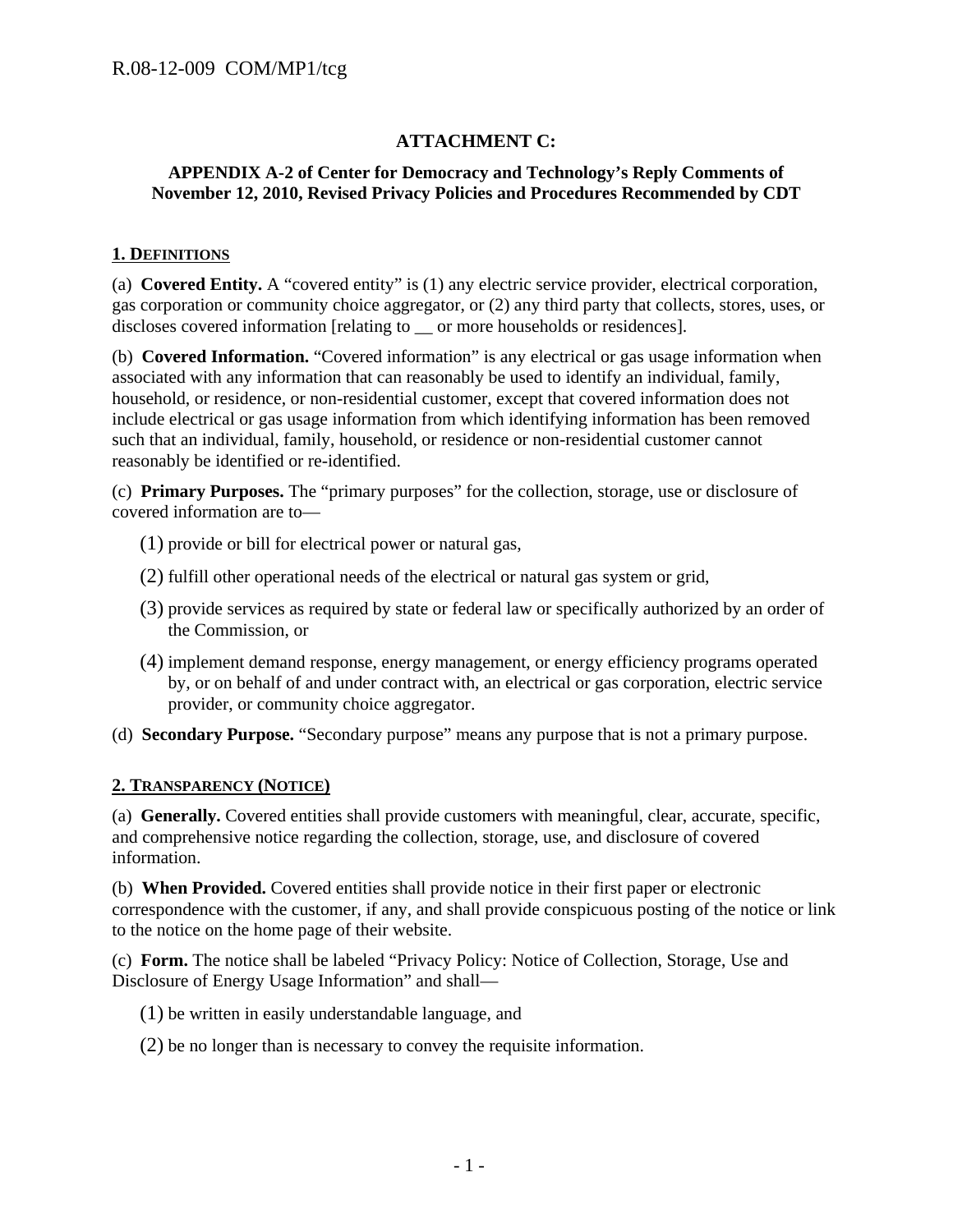**ATTACHMENT C:**

**APPENDIX A-2 of Center for Democracy and Technology's Reply Comments of November 12, 2010, Revised Privacy Policies and Procedures Recommended by CDT**

## 1. DEFINITIONS

(a) **Covered Entity.** A "covered entity" is (1) any electric service provider, electrical corporation, gas corporation or community choice aggregator, or (2) any third party that collects, stores, uses, or discloses covered information [relating to __ or more households or residences].

(b) **Covered Information.** "Covered information" is any electrical or gas usage information when associated with any information that can reasonably be used to identify an individual, family, household, or residence, or non-residential customer, except that covered information does not include electrical or gas usage information from which identifying information has been removed such that an individual, family, household, or residence or non-residential customer cannot reasonably be identified or re-identified.

(c) **Primary Purposes.** The "primary purposes" for the collection, storage, use or disclosure of covered information are to—

(1) provide or bill for electrical power or natural gas,

(2) fulfill other operational needs of the electrical or natural gas system or grid,

(3) provide services as required by state or federal law or specifically authorized by an order of the Commission, or

(4) implement demand response, energy management, or energy efficiency programs operated by, or on behalf of and under contract with, an electrical or gas corporation, electric service provider, or community choice aggregator.

(d) **Secondary Purpose.** "Secondary purpose" means any purpose that is not a primary purpose.

## 2. TRANSPARENCY (NOTICE)

(a) **Generally.** Covered entities shall provide customers with meaningful, clear, accurate, specific, and comprehensive notice regarding the collection, storage, use, and disclosure of covered information.

(b) **When Provided.** Covered entities shall provide notice in their first paper or electronic correspondence with the customer, if any, and shall provide conspicuous posting of the notice or link to the notice on the home page of their website.

(c) **Form.** The notice shall be labeled "Privacy Policy: Notice of Collection, Storage, Use and Disclosure of Energy Usage Information" and shall—

(1) be written in easily understandable language, and

(2) be no longer than is necessary to convey the requisite information.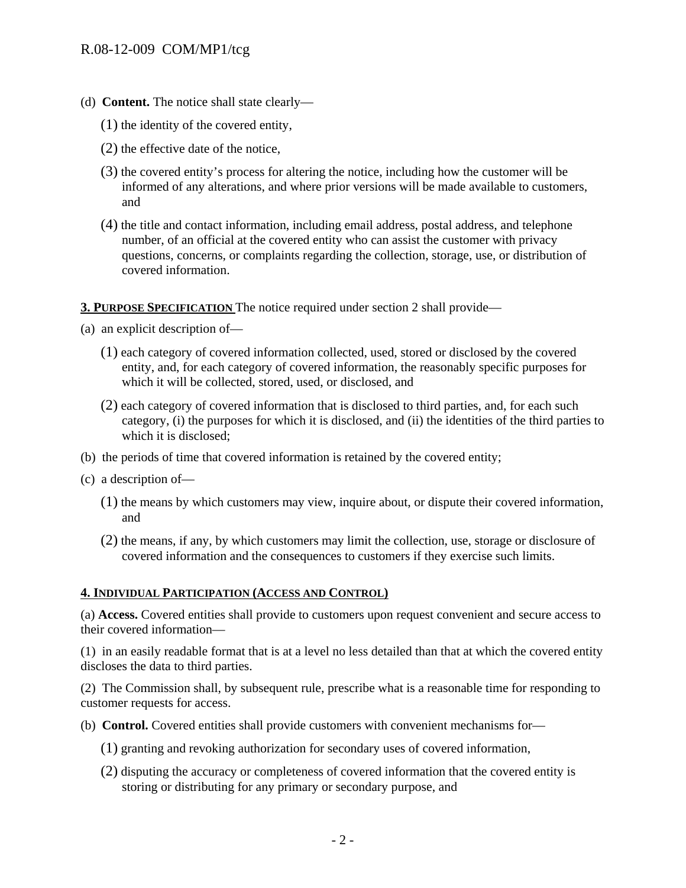(d) **Content.** The notice shall state clearly—

(1) the identity of the covered entity,

(2) the effective date of the notice,

(3) the covered entity's process for altering the notice, including how the customer will be informed of any alterations, and where prior versions will be made available to customers, and

(4) the title and contact information, including email address, postal address, and telephone number, of an official at the covered entity who can assist the customer with privacy questions, concerns, or complaints regarding the collection, storage, use, or distribution of covered information.

**3. PURPOSE SPECIFICATION** The notice required under section 2 shall provide—

(a) an explicit description of—

(1) each category of covered information collected, used, stored or disclosed by the covered entity, and, for each category of covered information, the reasonably specific purposes for which it will be collected, stored, used, or disclosed, and

(2) each category of covered information that is disclosed to third parties, and, for each such category, (i) the purposes for which it is disclosed, and (ii) the identities of the third parties to which it is disclosed;

(b) the periods of time that covered information is retained by the covered entity;

(c) a description of—

(1) the means by which customers may view, inquire about, or dispute their covered information, and

(2) the means, if any, by which customers may limit the collection, use, storage or disclosure of covered information and the consequences to customers if they exercise such limits.

**4. INDIVIDUAL PARTICIPATION (ACCESS AND CONTROL)**

(a) **Access.** Covered entities shall provide to customers upon request convenient and secure access to their covered information—

(1) in an easily readable format that is at a level no less detailed than that at which the covered entity discloses the data to third parties.

(2) The Commission shall, by subsequent rule, prescribe what is a reasonable time for responding to customer requests for access.

(b) **Control.** Covered entities shall provide customers with convenient mechanisms for—

(1) granting and revoking authorization for secondary uses of covered information,

(2) disputing the accuracy or completeness of covered information that the covered entity is storing or distributing for any primary or secondary purpose, and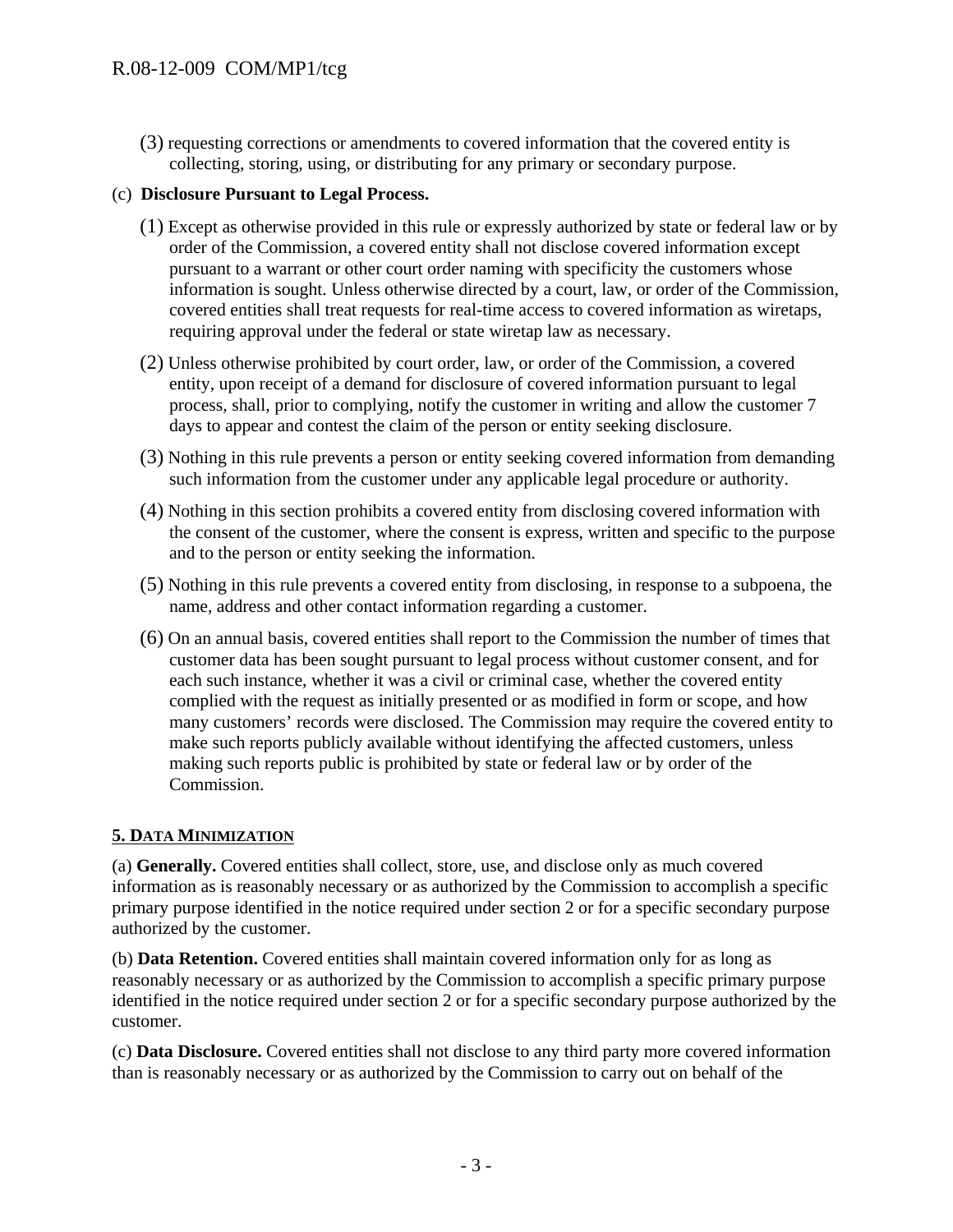(3) requesting corrections or amendments to covered information that the covered entity is collecting, storing, using, or distributing for any primary or secondary purpose.

(c) **Disclosure Pursuant to Legal Process.**

(1) Except as otherwise provided in this rule or expressly authorized by state or federal law or by order of the Commission, a covered entity shall not disclose covered information except pursuant to a warrant or other court order naming with specificity the customers whose information is sought. Unless otherwise directed by a court, law, or order of the Commission, covered entities shall treat requests for real-time access to covered information as wiretaps, requiring approval under the federal or state wiretap law as necessary.

(2) Unless otherwise prohibited by court order, law, or order of the Commission, a covered entity, upon receipt of a demand for disclosure of covered information pursuant to legal process, shall, prior to complying, notify the customer in writing and allow the customer 7 days to appear and contest the claim of the person or entity seeking disclosure.

(3) Nothing in this rule prevents a person or entity seeking covered information from demanding such information from the customer under any applicable legal procedure or authority.

(4) Nothing in this section prohibits a covered entity from disclosing covered information with the consent of the customer, where the consent is express, written and specific to the purpose and to the person or entity seeking the information.

(5) Nothing in this rule prevents a covered entity from disclosing, in response to a subpoena, the name, address and other contact information regarding a customer.

(6) On an annual basis, covered entities shall report to the Commission the number of times that customer data has been sought pursuant to legal process without customer consent, and for each such instance, whether it was a civil or criminal case, whether the covered entity complied with the request as initially presented or as modified in form or scope, and how many customers' records were disclosed. The Commission may require the covered entity to make such reports publicly available without identifying the affected customers, unless making such reports public is prohibited by state or federal law or by order of the Commission.

## 5. DATA MINIMIZATION

(a) **Generally.** Covered entities shall collect, store, use, and disclose only as much covered information as is reasonably necessary or as authorized by the Commission to accomplish a specific primary purpose identified in the notice required under section 2 or for a specific secondary purpose authorized by the customer.

(b) **Data Retention.** Covered entities shall maintain covered information only for as long as reasonably necessary or as authorized by the Commission to accomplish a specific primary purpose identified in the notice required under section 2 or for a specific secondary purpose authorized by the customer.

(c) **Data Disclosure.** Covered entities shall not disclose to any third party more covered information than is reasonably necessary or as authorized by the Commission to carry out on behalf of the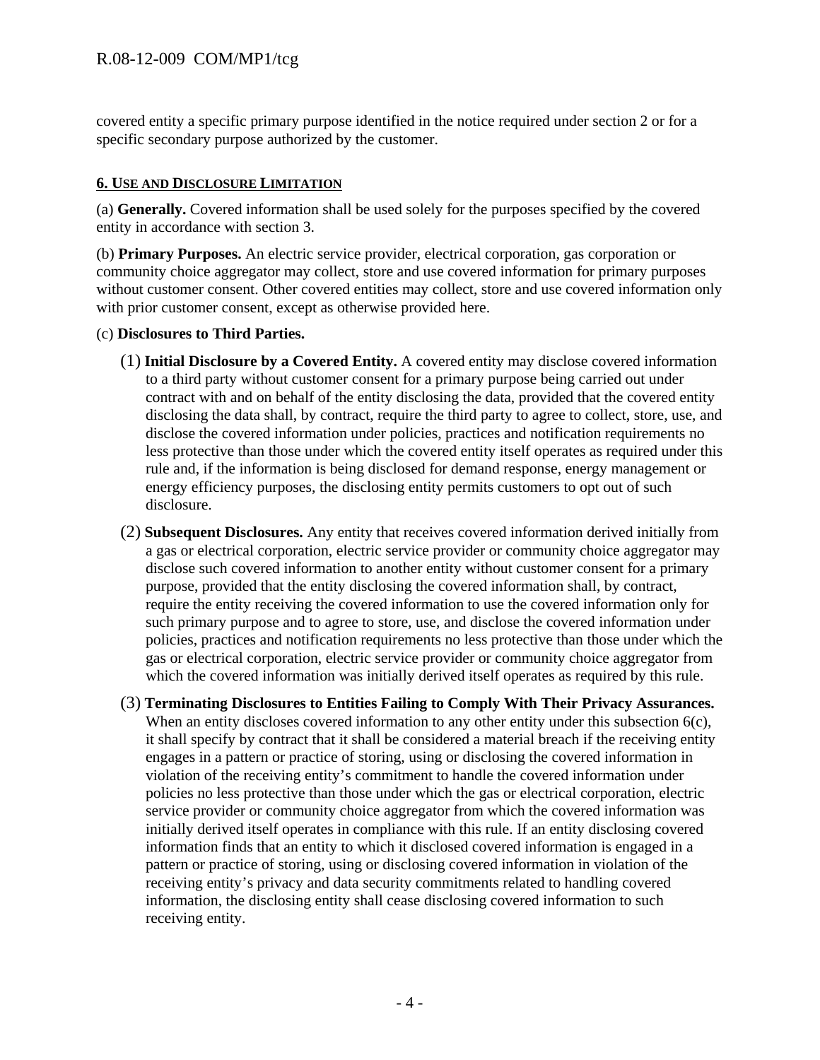covered entity a specific primary purpose identified in the notice required under section 2 or for a specific secondary purpose authorized by the customer.

## 6. Use and Disclosure Limitation

(a) **Generally.** Covered information shall be used solely for the purposes specified by the covered entity in accordance with section 3.

(b) **Primary Purposes.** An electric service provider, electrical corporation, gas corporation or community choice aggregator may collect, store and use covered information for primary purposes without customer consent. Other covered entities may collect, store and use covered information only with prior customer consent, except as otherwise provided here.

(c) **Disclosures to Third Parties.**

(1) **Initial Disclosure by a Covered Entity.** A covered entity may disclose covered information to a third party without customer consent for a primary purpose being carried out under contract with and on behalf of the entity disclosing the data, provided that the covered entity disclosing the data shall, by contract, require the third party to agree to collect, store, use, and disclose the covered information under policies, practices and notification requirements no less protective than those under which the covered entity itself operates as required under this rule and, if the information is being disclosed for demand response, energy management or energy efficiency purposes, the disclosing entity permits customers to opt out of such disclosure.

(2) **Subsequent Disclosures.** Any entity that receives covered information derived initially from a gas or electrical corporation, electric service provider or community choice aggregator may disclose such covered information to another entity without customer consent for a primary purpose, provided that the entity disclosing the covered information shall, by contract, require the entity receiving the covered information to use the covered information only for such primary purpose and to agree to store, use, and disclose the covered information under policies, practices and notification requirements no less protective than those under which the gas or electrical corporation, electric service provider or community choice aggregator from which the covered information was initially derived itself operates as required by this rule.

(3) **Terminating Disclosures to Entities Failing to Comply With Their Privacy Assurances.** When an entity discloses covered information to any other entity under this subsection 6(c), it shall specify by contract that it shall be considered a material breach if the receiving entity engages in a pattern or practice of storing, using or disclosing the covered information in violation of the receiving entity's commitment to handle the covered information under policies no less protective than those under which the gas or electrical corporation, electric service provider or community choice aggregator from which the covered information was initially derived itself operates in compliance with this rule. If an entity disclosing covered information finds that an entity to which it disclosed covered information is engaged in a pattern or practice of storing, using or disclosing covered information in violation of the receiving entity's privacy and data security commitments related to handling covered information, the disclosing entity shall cease disclosing covered information to such receiving entity.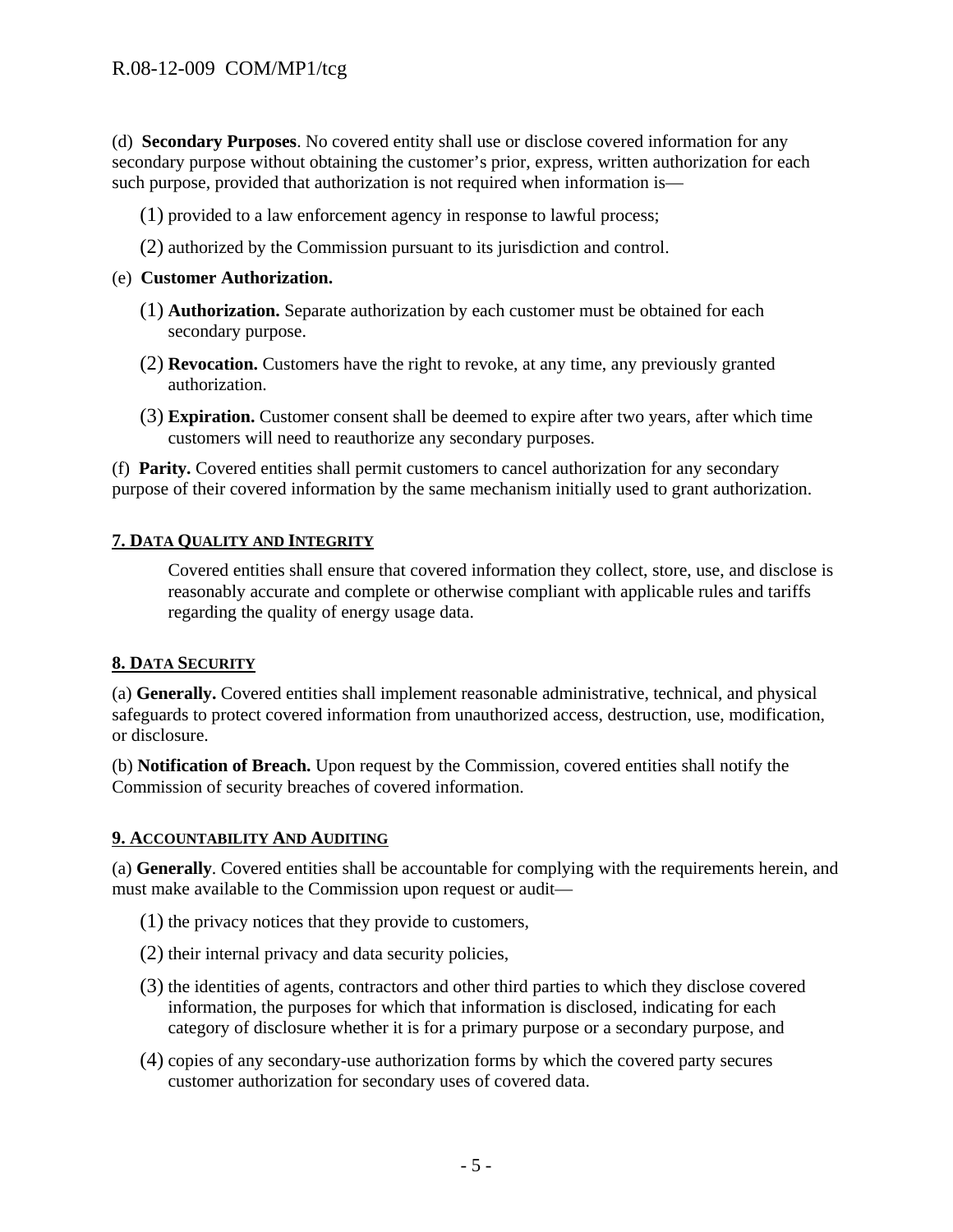(d) **Secondary Purposes**. No covered entity shall use or disclose covered information for any secondary purpose without obtaining the customer's prior, express, written authorization for each such purpose, provided that authorization is not required when information is—

(1) provided to a law enforcement agency in response to lawful process;

(2) authorized by the Commission pursuant to its jurisdiction and control.

(e) **Customer Authorization.**

(1) **Authorization.** Separate authorization by each customer must be obtained for each secondary purpose.

(2) **Revocation.** Customers have the right to revoke, at any time, any previously granted authorization.

(3) **Expiration.** Customer consent shall be deemed to expire after two years, after which time customers will need to reauthorize any secondary purposes.

(f) **Parity.** Covered entities shall permit customers to cancel authorization for any secondary purpose of their covered information by the same mechanism initially used to grant authorization.

## 7. DATA QUALITY AND INTEGRITY

Covered entities shall ensure that covered information they collect, store, use, and disclose is reasonably accurate and complete or otherwise compliant with applicable rules and tariffs regarding the quality of energy usage data.

## 8. DATA SECURITY

(a) **Generally.** Covered entities shall implement reasonable administrative, technical, and physical safeguards to protect covered information from unauthorized access, destruction, use, modification, or disclosure.

(b) **Notification of Breach.** Upon request by the Commission, covered entities shall notify the Commission of security breaches of covered information.

## 9. ACCOUNTABILITY AND AUDITING

(a) **Generally**. Covered entities shall be accountable for complying with the requirements herein, and must make available to the Commission upon request or audit—

(1) the privacy notices that they provide to customers,

(2) their internal privacy and data security policies,

(3) the identities of agents, contractors and other third parties to which they disclose covered information, the purposes for which that information is disclosed, indicating for each category of disclosure whether it is for a primary purpose or a secondary purpose, and

(4) copies of any secondary-use authorization forms by which the covered party secures customer authorization for secondary uses of covered data.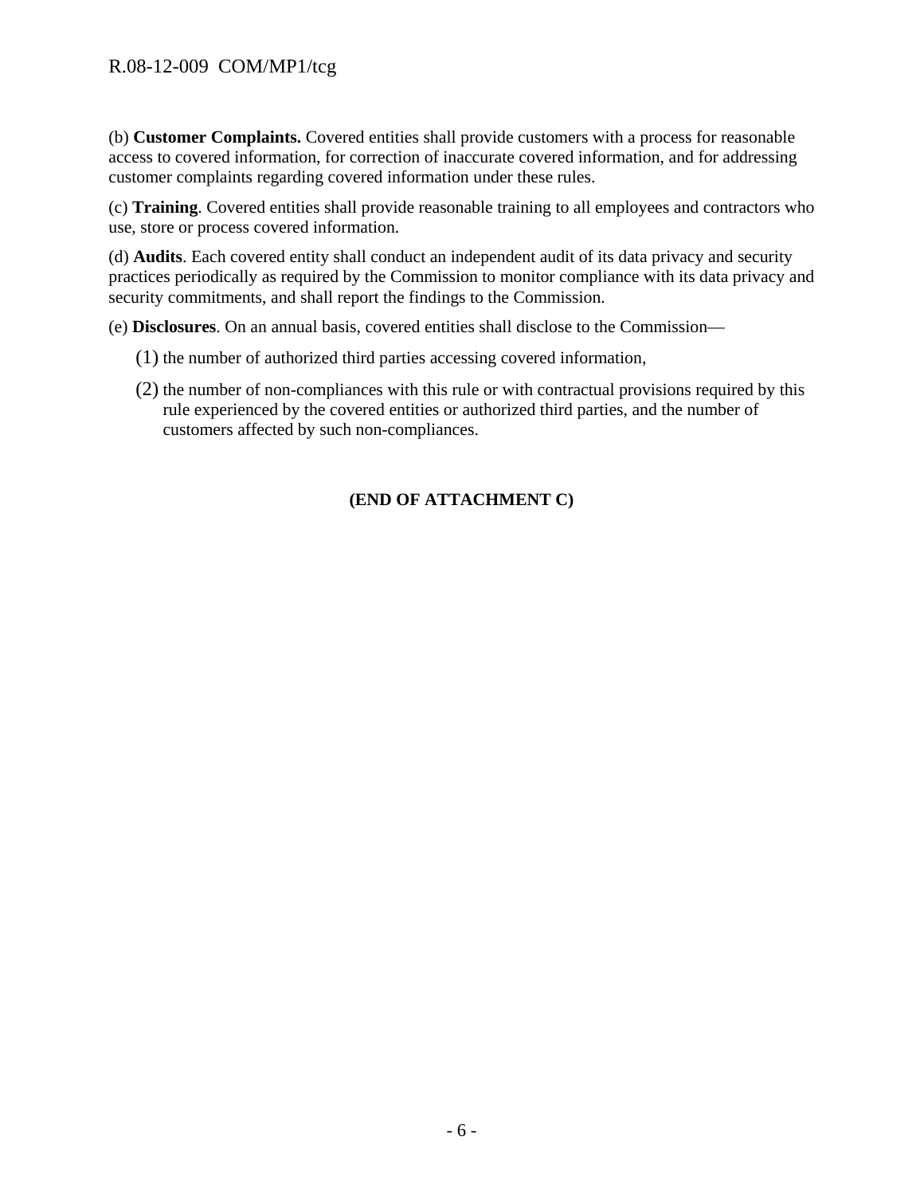(b) **Customer Complaints.** Covered entities shall provide customers with a process for reasonable access to covered information, for correction of inaccurate covered information, and for addressing customer complaints regarding covered information under these rules.

(c) **Training**. Covered entities shall provide reasonable training to all employees and contractors who use, store or process covered information.

(d) **Audits**. Each covered entity shall conduct an independent audit of its data privacy and security practices periodically as required by the Commission to monitor compliance with its data privacy and security commitments, and shall report the findings to the Commission.

(e) **Disclosures**. On an annual basis, covered entities shall disclose to the Commission—

(1) the number of authorized third parties accessing covered information,

(2) the number of non-compliances with this rule or with contractual provisions required by this rule experienced by the covered entities or authorized third parties, and the number of customers affected by such non-compliances.

**(END OF ATTACHMENT C)**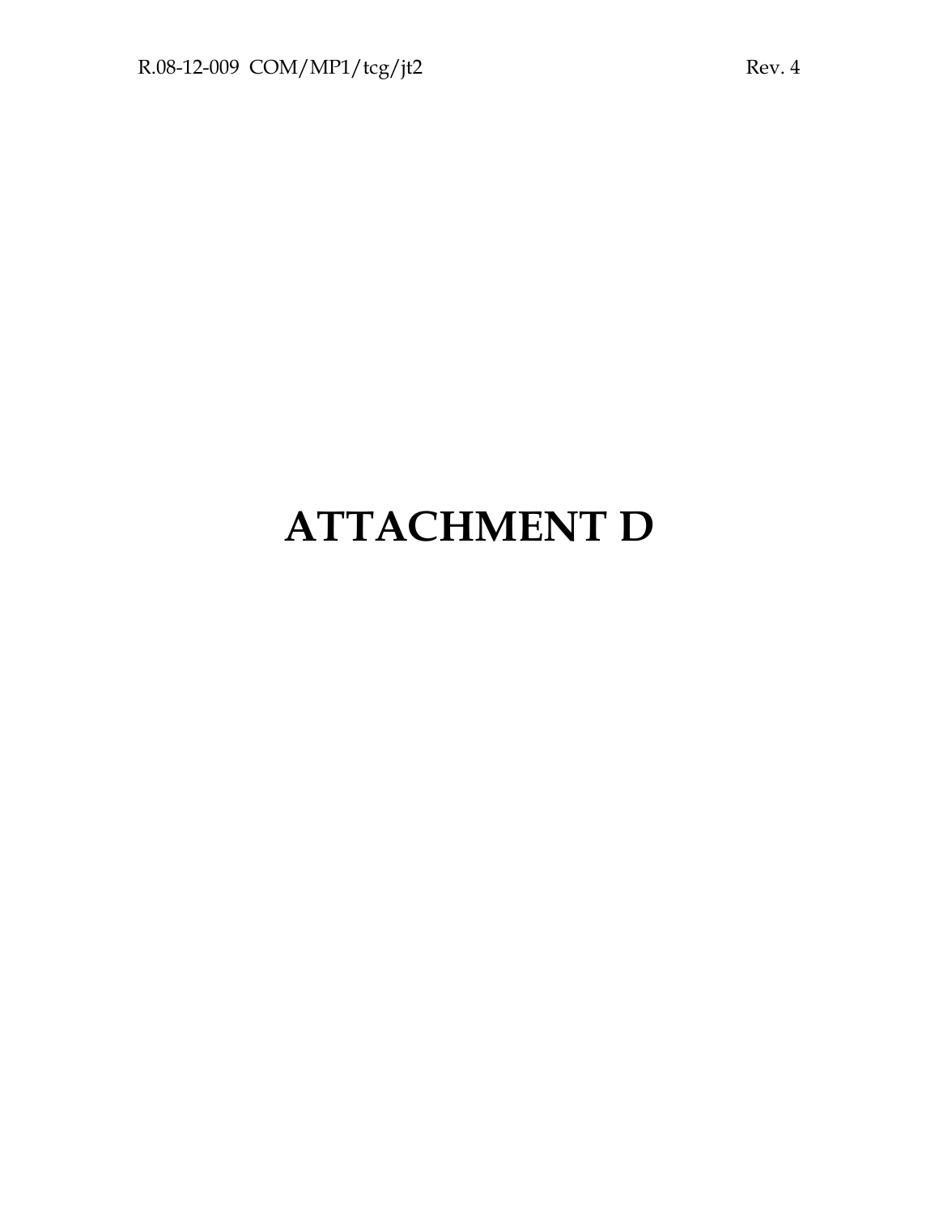# ATTACHMENT D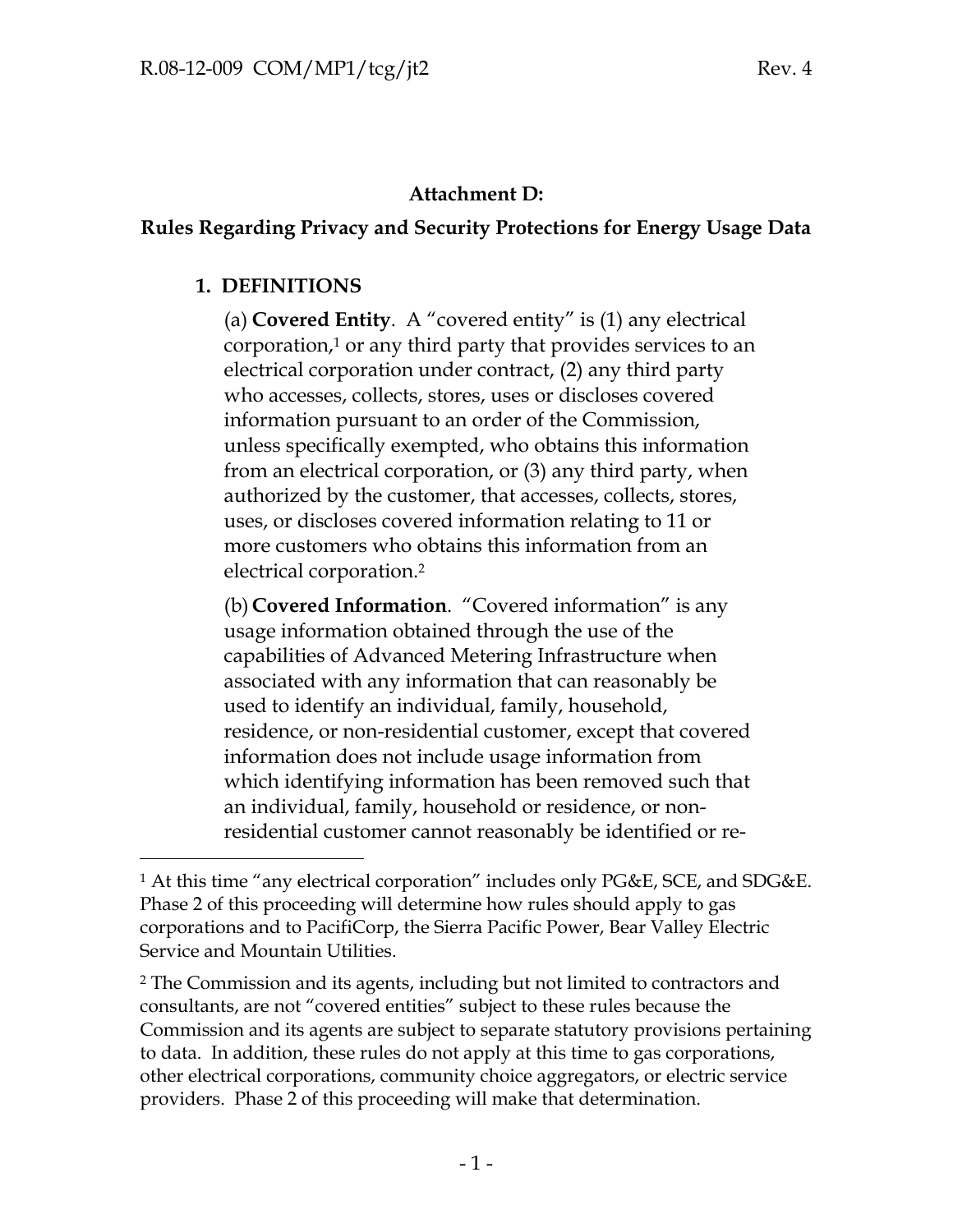## Attachment D:

## Rules Regarding Privacy and Security Protections for Energy Usage Data

### 1. DEFINITIONS

(a) **Covered Entity**. A "covered entity" is (1) any electrical corporation,[1] or any third party that provides services to an electrical corporation under contract, (2) any third party who accesses, collects, stores, uses or discloses covered information pursuant to an order of the Commission, unless specifically exempted, who obtains this information from an electrical corporation, or (3) any third party, when authorized by the customer, that accesses, collects, stores, uses, or discloses covered information relating to 11 or more customers who obtains this information from an electrical corporation.[2]

(b) **Covered Information**. "Covered information" is any usage information obtained through the use of the capabilities of Advanced Metering Infrastructure when associated with any information that can reasonably be used to identify an individual, family, household, residence, or non-residential customer, except that covered information does not include usage information from which identifying information has been removed such that an individual, family, household or residence, or non-residential customer cannot reasonably be identified or re-

---

[1] At this time "any electrical corporation" includes only PG&E, SCE, and SDG&E. Phase 2 of this proceeding will determine how rules should apply to gas corporations and to PacifiCorp, the Sierra Pacific Power, Bear Valley Electric Service and Mountain Utilities.

[2] The Commission and its agents, including but not limited to contractors and consultants, are not "covered entities" subject to these rules because the Commission and its agents are subject to separate statutory provisions pertaining to data. In addition, these rules do not apply at this time to gas corporations, other electrical corporations, community choice aggregators, or electric service providers. Phase 2 of this proceeding will make that determination.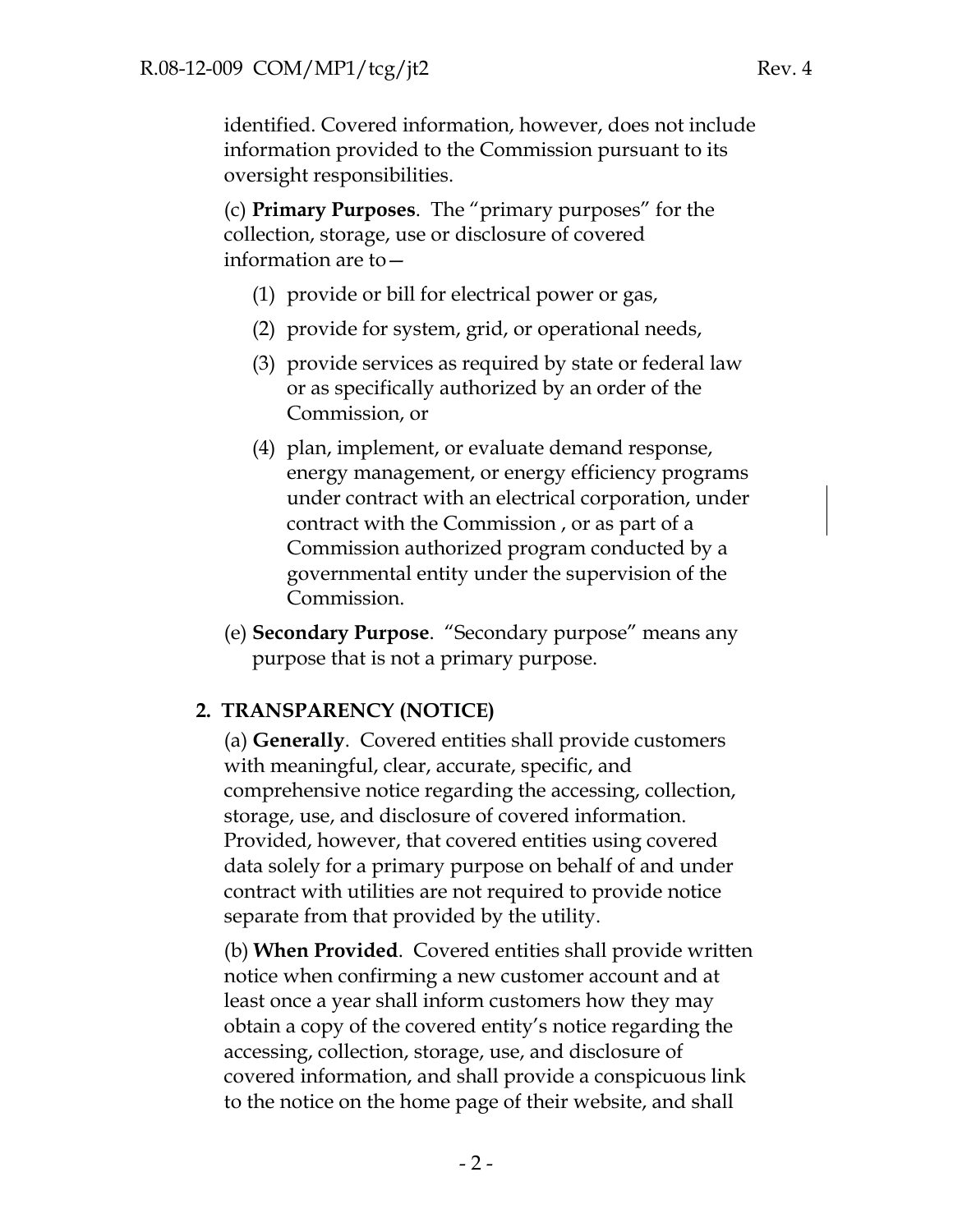identified. Covered information, however, does not include information provided to the Commission pursuant to its oversight responsibilities.

(c) **Primary Purposes**. The "primary purposes" for the collection, storage, use or disclosure of covered information are to—

(1) provide or bill for electrical power or gas,

(2) provide for system, grid, or operational needs,

(3) provide services as required by state or federal law or as specifically authorized by an order of the Commission, or

(4) plan, implement, or evaluate demand response, energy management, or energy efficiency programs under contract with an electrical corporation, under contract with the Commission , or as part of a Commission authorized program conducted by a governmental entity under the supervision of the Commission.

(e) **Secondary Purpose**. "Secondary purpose" means any purpose that is not a primary purpose.

## 2. TRANSPARENCY (NOTICE)

(a) **Generally**. Covered entities shall provide customers with meaningful, clear, accurate, specific, and comprehensive notice regarding the accessing, collection, storage, use, and disclosure of covered information. Provided, however, that covered entities using covered data solely for a primary purpose on behalf of and under contract with utilities are not required to provide notice separate from that provided by the utility.

(b) **When Provided**. Covered entities shall provide written notice when confirming a new customer account and at least once a year shall inform customers how they may obtain a copy of the covered entity's notice regarding the accessing, collection, storage, use, and disclosure of covered information, and shall provide a conspicuous link to the notice on the home page of their website, and shall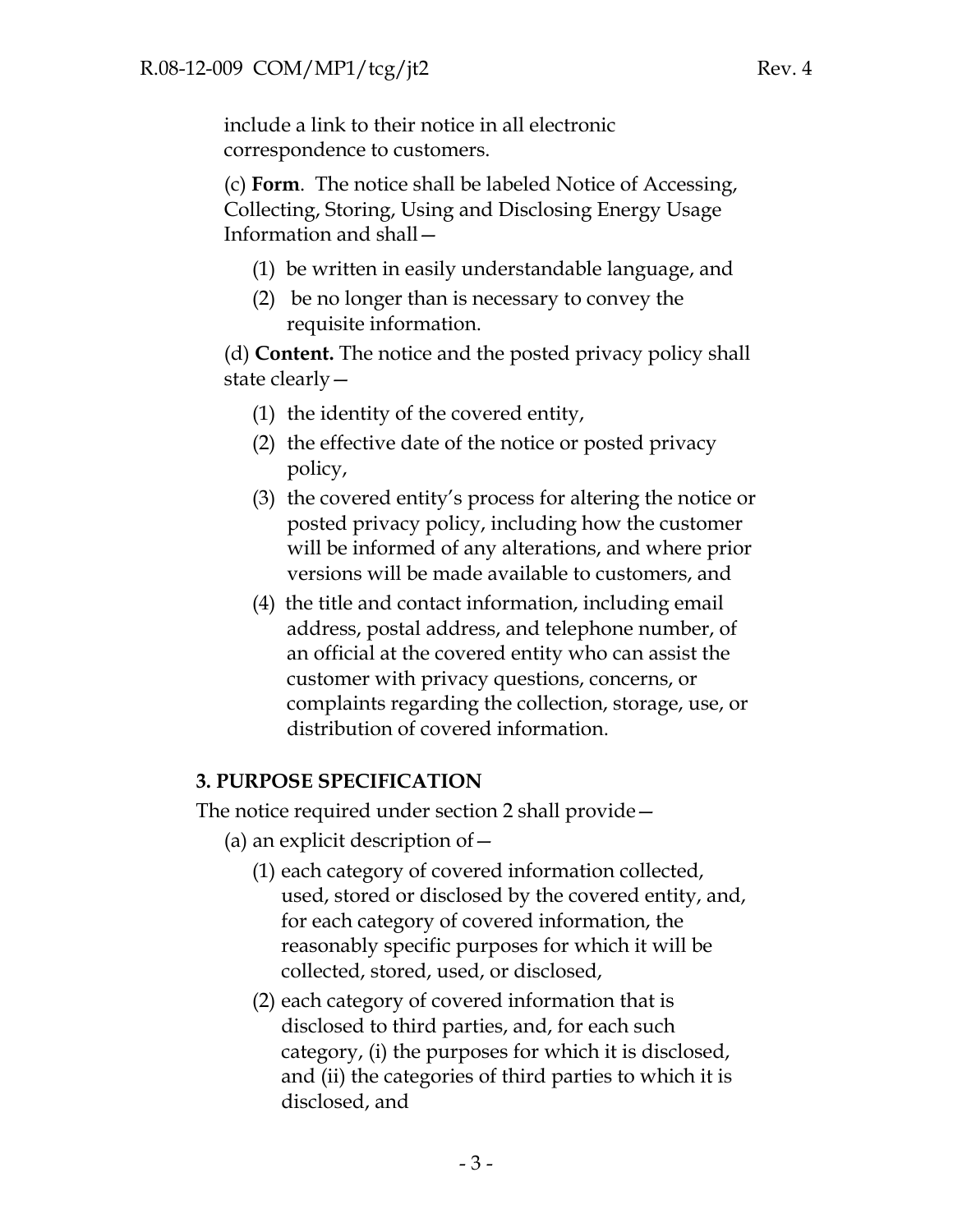include a link to their notice in all electronic correspondence to customers.

(c) **Form**. The notice shall be labeled Notice of Accessing, Collecting, Storing, Using and Disclosing Energy Usage Information and shall—

(1) be written in easily understandable language, and

(2) be no longer than is necessary to convey the requisite information.

(d) **Content.** The notice and the posted privacy policy shall state clearly—

(1) the identity of the covered entity,

(2) the effective date of the notice or posted privacy policy,

(3) the covered entity's process for altering the notice or posted privacy policy, including how the customer will be informed of any alterations, and where prior versions will be made available to customers, and

(4) the title and contact information, including email address, postal address, and telephone number, of an official at the covered entity who can assist the customer with privacy questions, concerns, or complaints regarding the collection, storage, use, or distribution of covered information.

**3. PURPOSE SPECIFICATION**

The notice required under section 2 shall provide—

(a) an explicit description of—

(1) each category of covered information collected, used, stored or disclosed by the covered entity, and, for each category of covered information, the reasonably specific purposes for which it will be collected, stored, used, or disclosed,

(2) each category of covered information that is disclosed to third parties, and, for each such category, (i) the purposes for which it is disclosed, and (ii) the categories of third parties to which it is disclosed, and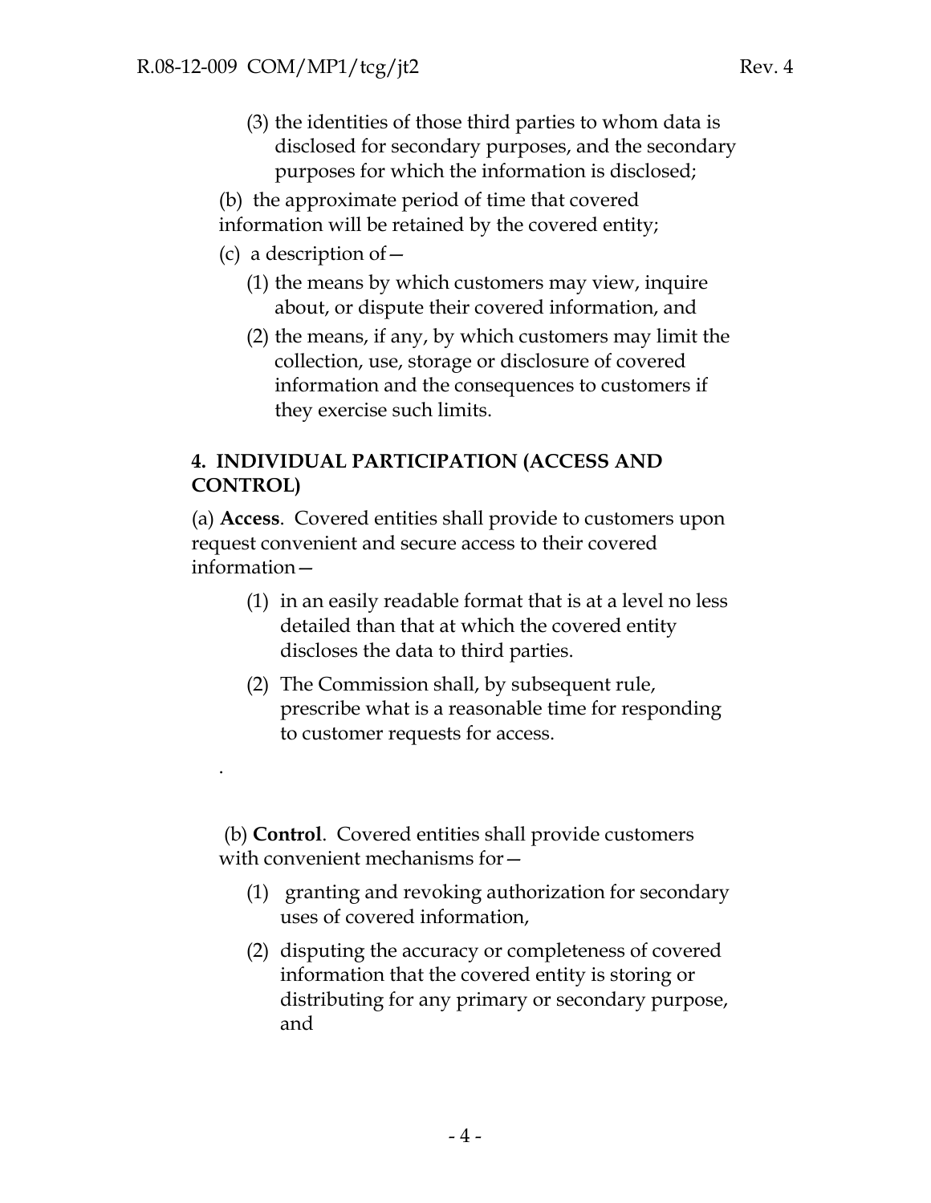(3) the identities of those third parties to whom data is disclosed for secondary purposes, and the secondary purposes for which the information is disclosed;

(b) the approximate period of time that covered information will be retained by the covered entity;

(c) a description of—

(1) the means by which customers may view, inquire about, or dispute their covered information, and

(2) the means, if any, by which customers may limit the collection, use, storage or disclosure of covered information and the consequences to customers if they exercise such limits.

**4. INDIVIDUAL PARTICIPATION (ACCESS AND CONTROL)**

(a) **Access**. Covered entities shall provide to customers upon request convenient and secure access to their covered information—

(1) in an easily readable format that is at a level no less detailed than that at which the covered entity discloses the data to third parties.

(2) The Commission shall, by subsequent rule, prescribe what is a reasonable time for responding to customer requests for access.

.

(b) **Control**. Covered entities shall provide customers with convenient mechanisms for—

(1) granting and revoking authorization for secondary uses of covered information,

(2) disputing the accuracy or completeness of covered information that the covered entity is storing or distributing for any primary or secondary purpose, and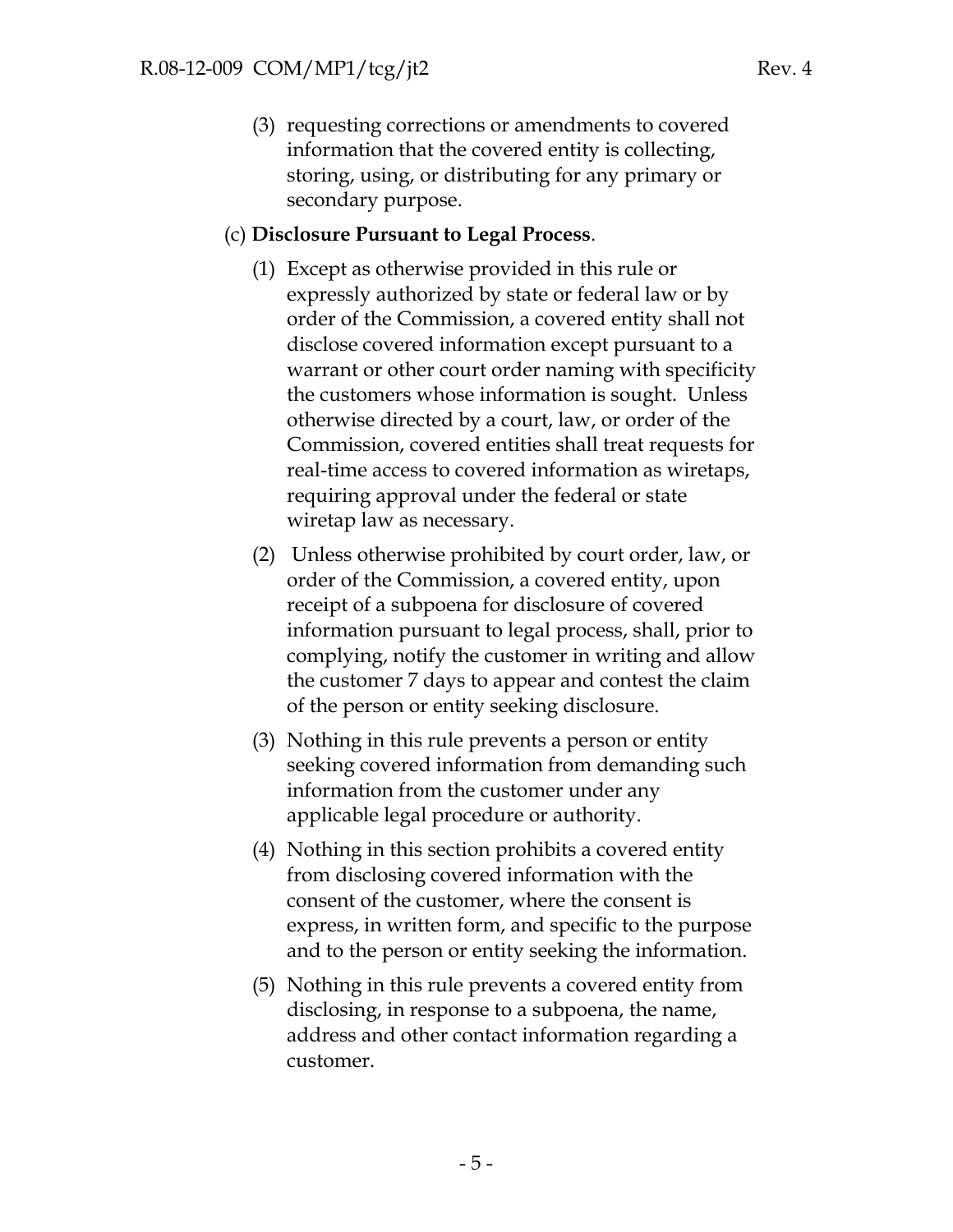(3) requesting corrections or amendments to covered information that the covered entity is collecting, storing, using, or distributing for any primary or secondary purpose.

(c) **Disclosure Pursuant to Legal Process**.

(1) Except as otherwise provided in this rule or expressly authorized by state or federal law or by order of the Commission, a covered entity shall not disclose covered information except pursuant to a warrant or other court order naming with specificity the customers whose information is sought. Unless otherwise directed by a court, law, or order of the Commission, covered entities shall treat requests for real-time access to covered information as wiretaps, requiring approval under the federal or state wiretap law as necessary.

(2) Unless otherwise prohibited by court order, law, or order of the Commission, a covered entity, upon receipt of a subpoena for disclosure of covered information pursuant to legal process, shall, prior to complying, notify the customer in writing and allow the customer 7 days to appear and contest the claim of the person or entity seeking disclosure.

(3) Nothing in this rule prevents a person or entity seeking covered information from demanding such information from the customer under any applicable legal procedure or authority.

(4) Nothing in this section prohibits a covered entity from disclosing covered information with the consent of the customer, where the consent is express, in written form, and specific to the purpose and to the person or entity seeking the information.

(5) Nothing in this rule prevents a covered entity from disclosing, in response to a subpoena, the name, address and other contact information regarding a customer.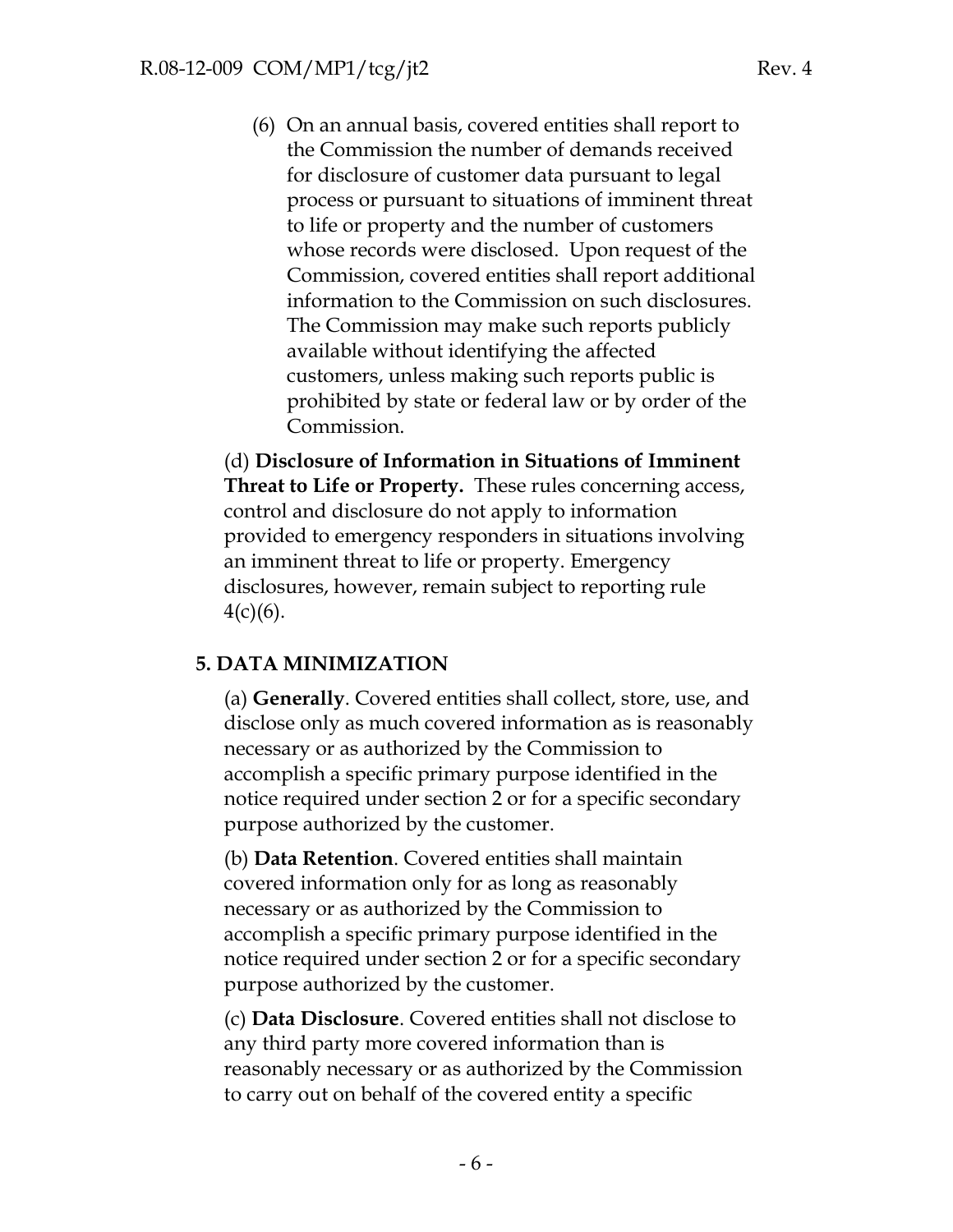(6) On an annual basis, covered entities shall report to the Commission the number of demands received for disclosure of customer data pursuant to legal process or pursuant to situations of imminent threat to life or property and the number of customers whose records were disclosed. Upon request of the Commission, covered entities shall report additional information to the Commission on such disclosures. The Commission may make such reports publicly available without identifying the affected customers, unless making such reports public is prohibited by state or federal law or by order of the Commission.

(d) **Disclosure of Information in Situations of Imminent Threat to Life or Property.** These rules concerning access, control and disclosure do not apply to information provided to emergency responders in situations involving an imminent threat to life or property. Emergency disclosures, however, remain subject to reporting rule 4(c)(6).

## 5. DATA MINIMIZATION

(a) **Generally**. Covered entities shall collect, store, use, and disclose only as much covered information as is reasonably necessary or as authorized by the Commission to accomplish a specific primary purpose identified in the notice required under section 2 or for a specific secondary purpose authorized by the customer.

(b) **Data Retention**. Covered entities shall maintain covered information only for as long as reasonably necessary or as authorized by the Commission to accomplish a specific primary purpose identified in the notice required under section 2 or for a specific secondary purpose authorized by the customer.

(c) **Data Disclosure**. Covered entities shall not disclose to any third party more covered information than is reasonably necessary or as authorized by the Commission to carry out on behalf of the covered entity a specific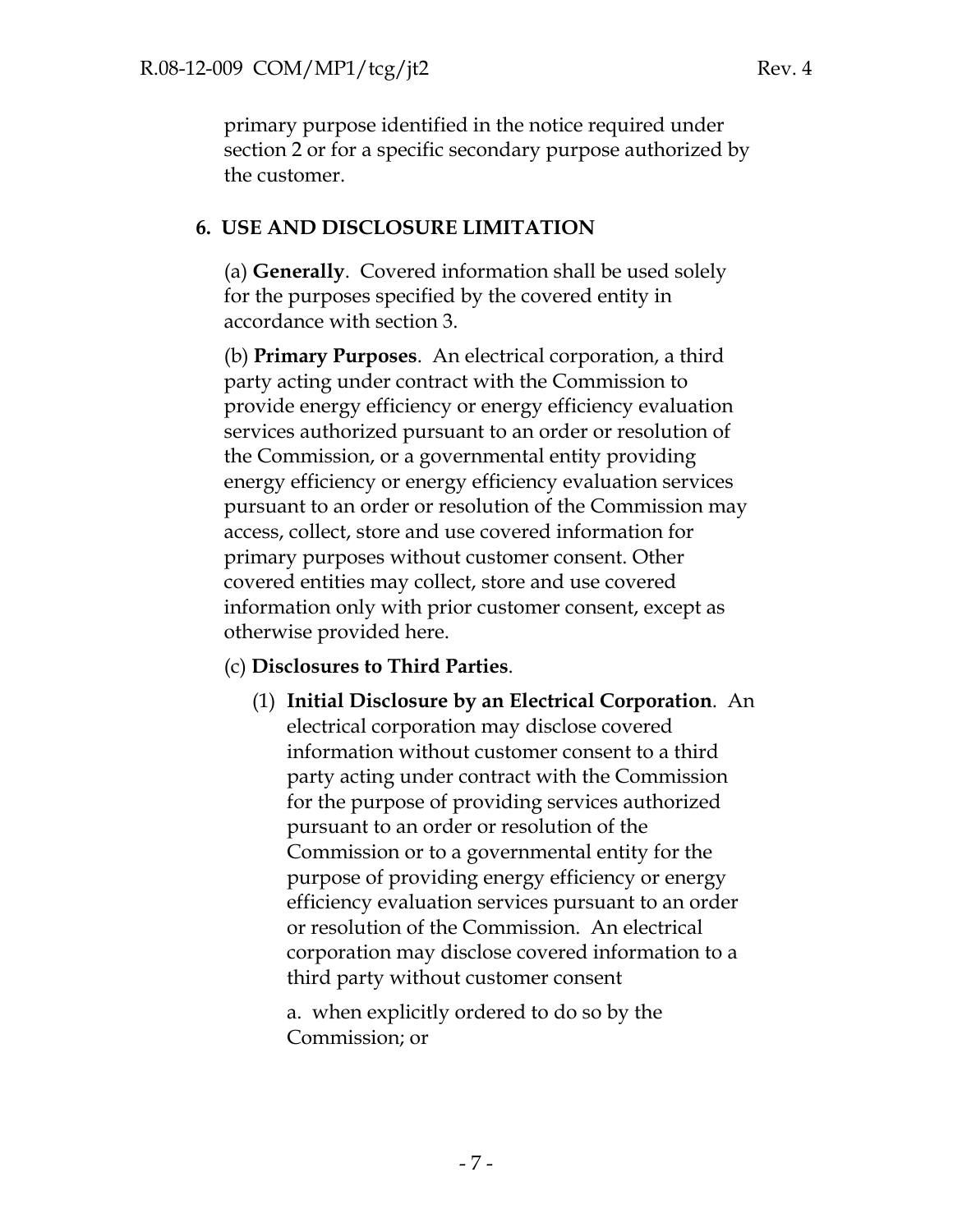primary purpose identified in the notice required under section 2 or for a specific secondary purpose authorized by the customer.

## 6. USE AND DISCLOSURE LIMITATION

(a) **Generally**. Covered information shall be used solely for the purposes specified by the covered entity in accordance with section 3.

(b) **Primary Purposes**. An electrical corporation, a third party acting under contract with the Commission to provide energy efficiency or energy efficiency evaluation services authorized pursuant to an order or resolution of the Commission, or a governmental entity providing energy efficiency or energy efficiency evaluation services pursuant to an order or resolution of the Commission may access, collect, store and use covered information for primary purposes without customer consent. Other covered entities may collect, store and use covered information only with prior customer consent, except as otherwise provided here.

(c) **Disclosures to Third Parties**.

(1) **Initial Disclosure by an Electrical Corporation**. An electrical corporation may disclose covered information without customer consent to a third party acting under contract with the Commission for the purpose of providing services authorized pursuant to an order or resolution of the Commission or to a governmental entity for the purpose of providing energy efficiency or energy efficiency evaluation services pursuant to an order or resolution of the Commission. An electrical corporation may disclose covered information to a third party without customer consent

a. when explicitly ordered to do so by the Commission; or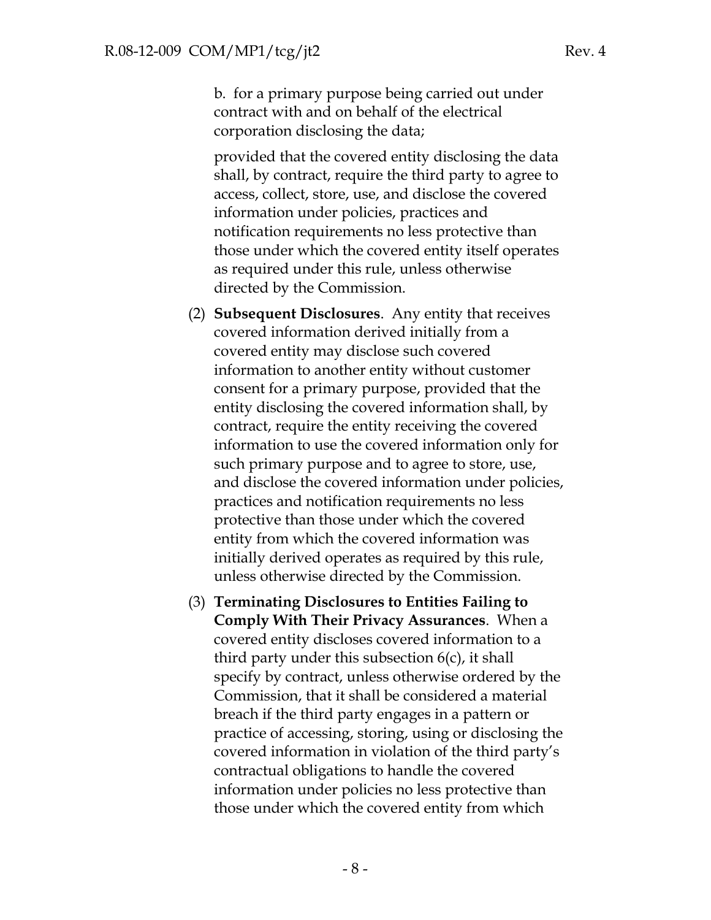b. for a primary purpose being carried out under contract with and on behalf of the electrical corporation disclosing the data;

provided that the covered entity disclosing the data shall, by contract, require the third party to agree to access, collect, store, use, and disclose the covered information under policies, practices and notification requirements no less protective than those under which the covered entity itself operates as required under this rule, unless otherwise directed by the Commission.

(2) **Subsequent Disclosures**. Any entity that receives covered information derived initially from a covered entity may disclose such covered information to another entity without customer consent for a primary purpose, provided that the entity disclosing the covered information shall, by contract, require the entity receiving the covered information to use the covered information only for such primary purpose and to agree to store, use, and disclose the covered information under policies, practices and notification requirements no less protective than those under which the covered entity from which the covered information was initially derived operates as required by this rule, unless otherwise directed by the Commission.

(3) **Terminating Disclosures to Entities Failing to Comply With Their Privacy Assurances**. When a covered entity discloses covered information to a third party under this subsection 6(c), it shall specify by contract, unless otherwise ordered by the Commission, that it shall be considered a material breach if the third party engages in a pattern or practice of accessing, storing, using or disclosing the covered information in violation of the third party's contractual obligations to handle the covered information under policies no less protective than those under which the covered entity from which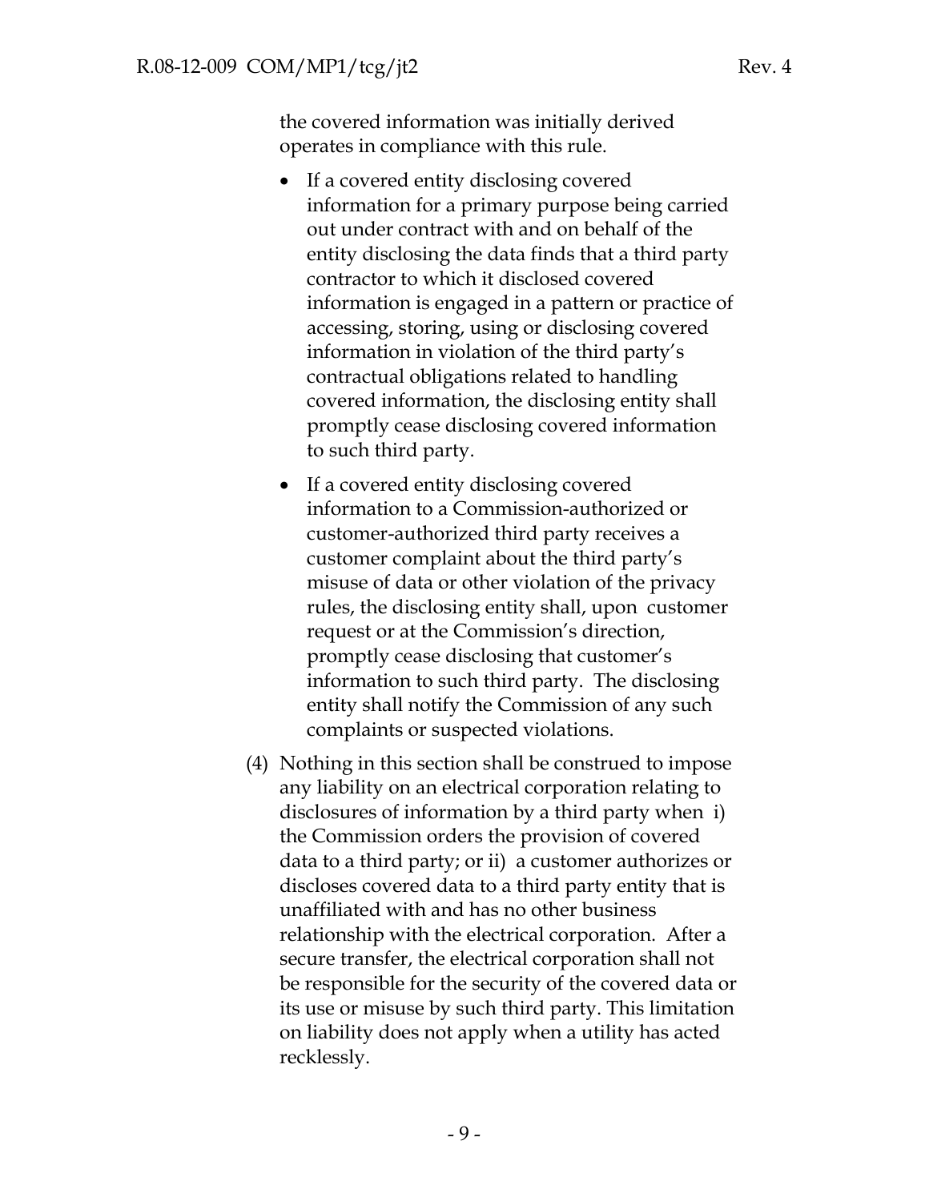the covered information was initially derived operates in compliance with this rule.

- If a covered entity disclosing covered information for a primary purpose being carried out under contract with and on behalf of the entity disclosing the data finds that a third party contractor to which it disclosed covered information is engaged in a pattern or practice of accessing, storing, using or disclosing covered information in violation of the third party's contractual obligations related to handling covered information, the disclosing entity shall promptly cease disclosing covered information to such third party.

- If a covered entity disclosing covered information to a Commission-authorized or customer-authorized third party receives a customer complaint about the third party's misuse of data or other violation of the privacy rules, the disclosing entity shall, upon customer request or at the Commission's direction, promptly cease disclosing that customer's information to such third party. The disclosing entity shall notify the Commission of any such complaints or suspected violations.

(4) Nothing in this section shall be construed to impose any liability on an electrical corporation relating to disclosures of information by a third party when i) the Commission orders the provision of covered data to a third party; or ii) a customer authorizes or discloses covered data to a third party entity that is unaffiliated with and has no other business relationship with the electrical corporation. After a secure transfer, the electrical corporation shall not be responsible for the security of the covered data or its use or misuse by such third party. This limitation on liability does not apply when a utility has acted recklessly.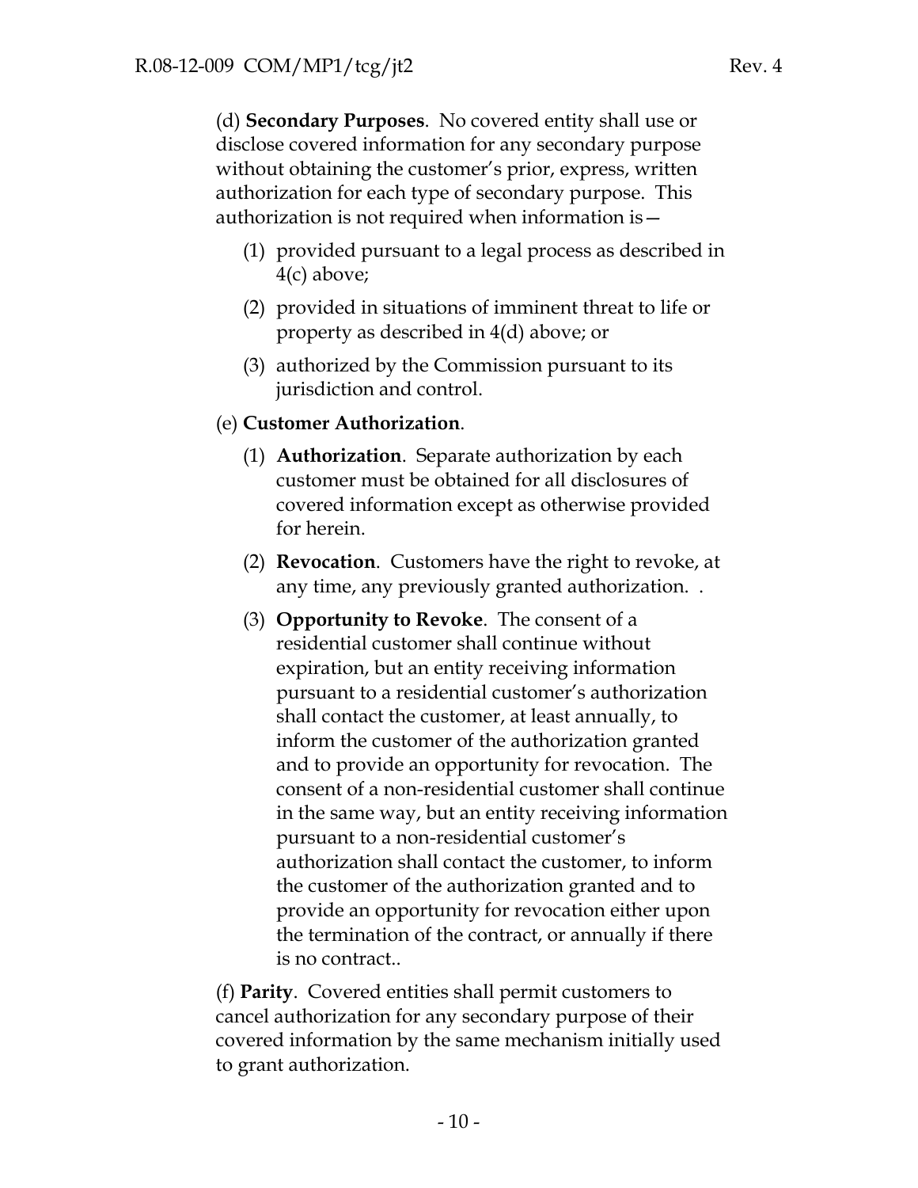(d) **Secondary Purposes**. No covered entity shall use or disclose covered information for any secondary purpose without obtaining the customer's prior, express, written authorization for each type of secondary purpose. This authorization is not required when information is—

(1) provided pursuant to a legal process as described in 4(c) above;

(2) provided in situations of imminent threat to life or property as described in 4(d) above; or

(3) authorized by the Commission pursuant to its jurisdiction and control.

(e) **Customer Authorization**.

(1) **Authorization**. Separate authorization by each customer must be obtained for all disclosures of covered information except as otherwise provided for herein.

(2) **Revocation**. Customers have the right to revoke, at any time, any previously granted authorization. .

(3) **Opportunity to Revoke**. The consent of a residential customer shall continue without expiration, but an entity receiving information pursuant to a residential customer's authorization shall contact the customer, at least annually, to inform the customer of the authorization granted and to provide an opportunity for revocation. The consent of a non-residential customer shall continue in the same way, but an entity receiving information pursuant to a non-residential customer's authorization shall contact the customer, to inform the customer of the authorization granted and to provide an opportunity for revocation either upon the termination of the contract, or annually if there is no contract..

(f) **Parity**. Covered entities shall permit customers to cancel authorization for any secondary purpose of their covered information by the same mechanism initially used to grant authorization.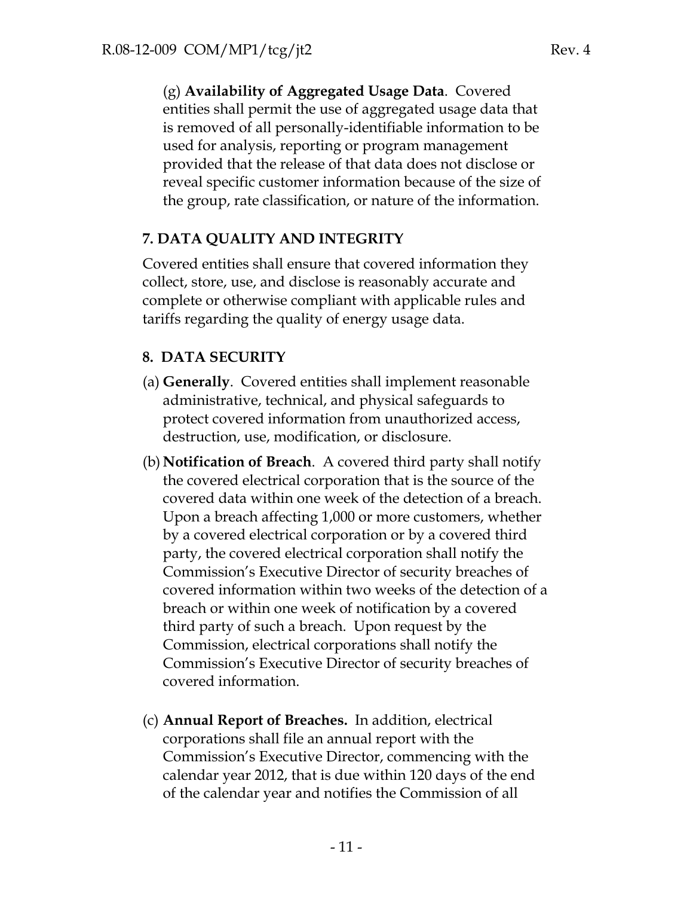(g) **Availability of Aggregated Usage Data**. Covered entities shall permit the use of aggregated usage data that is removed of all personally-identifiable information to be used for analysis, reporting or program management provided that the release of that data does not disclose or reveal specific customer information because of the size of the group, rate classification, or nature of the information.

**7. DATA QUALITY AND INTEGRITY**

Covered entities shall ensure that covered information they collect, store, use, and disclose is reasonably accurate and complete or otherwise compliant with applicable rules and tariffs regarding the quality of energy usage data.

**8. DATA SECURITY**

(a) **Generally**. Covered entities shall implement reasonable administrative, technical, and physical safeguards to protect covered information from unauthorized access, destruction, use, modification, or disclosure.

(b) **Notification of Breach**. A covered third party shall notify the covered electrical corporation that is the source of the covered data within one week of the detection of a breach. Upon a breach affecting 1,000 or more customers, whether by a covered electrical corporation or by a covered third party, the covered electrical corporation shall notify the Commission's Executive Director of security breaches of covered information within two weeks of the detection of a breach or within one week of notification by a covered third party of such a breach. Upon request by the Commission, electrical corporations shall notify the Commission's Executive Director of security breaches of covered information.

(c) **Annual Report of Breaches.** In addition, electrical corporations shall file an annual report with the Commission's Executive Director, commencing with the calendar year 2012, that is due within 120 days of the end of the calendar year and notifies the Commission of all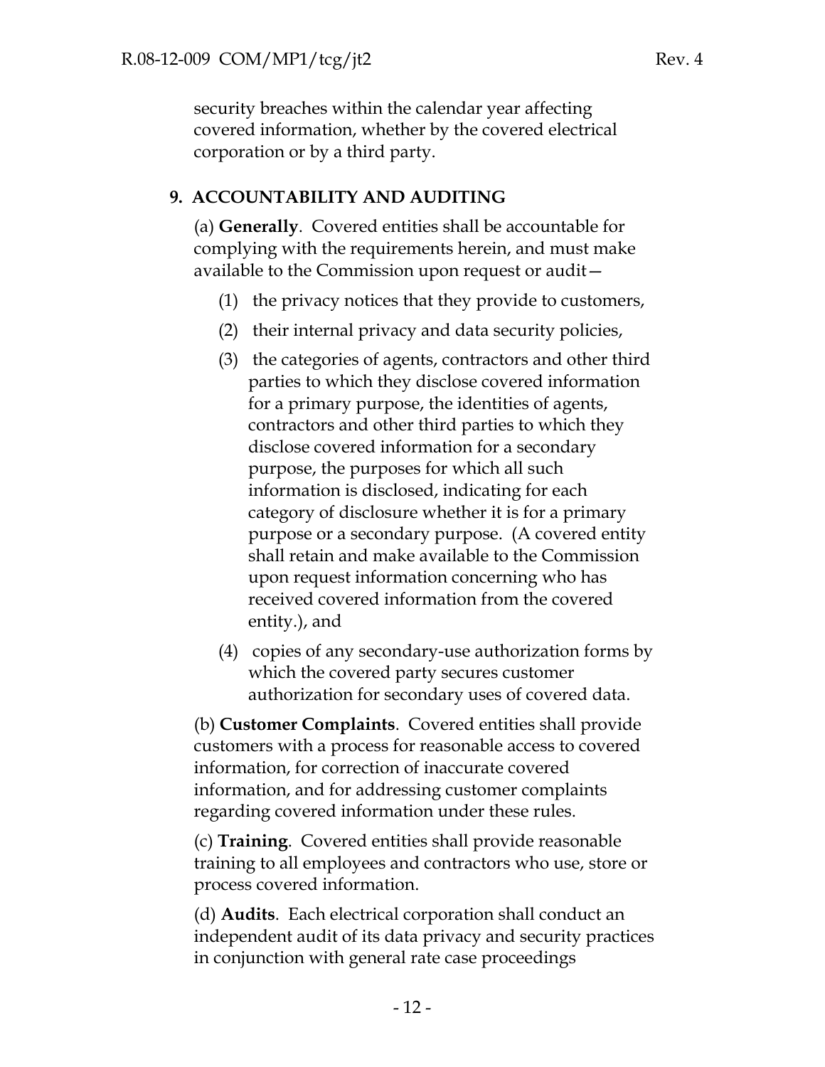security breaches within the calendar year affecting covered information, whether by the covered electrical corporation or by a third party.

## 9. ACCOUNTABILITY AND AUDITING

(a) **Generally**. Covered entities shall be accountable for complying with the requirements herein, and must make available to the Commission upon request or audit—

(1) the privacy notices that they provide to customers,

(2) their internal privacy and data security policies,

(3) the categories of agents, contractors and other third parties to which they disclose covered information for a primary purpose, the identities of agents, contractors and other third parties to which they disclose covered information for a secondary purpose, the purposes for which all such information is disclosed, indicating for each category of disclosure whether it is for a primary purpose or a secondary purpose. (A covered entity shall retain and make available to the Commission upon request information concerning who has received covered information from the covered entity.), and

(4) copies of any secondary-use authorization forms by which the covered party secures customer authorization for secondary uses of covered data.

(b) **Customer Complaints**. Covered entities shall provide customers with a process for reasonable access to covered information, for correction of inaccurate covered information, and for addressing customer complaints regarding covered information under these rules.

(c) **Training**. Covered entities shall provide reasonable training to all employees and contractors who use, store or process covered information.

(d) **Audits**. Each electrical corporation shall conduct an independent audit of its data privacy and security practices in conjunction with general rate case proceedings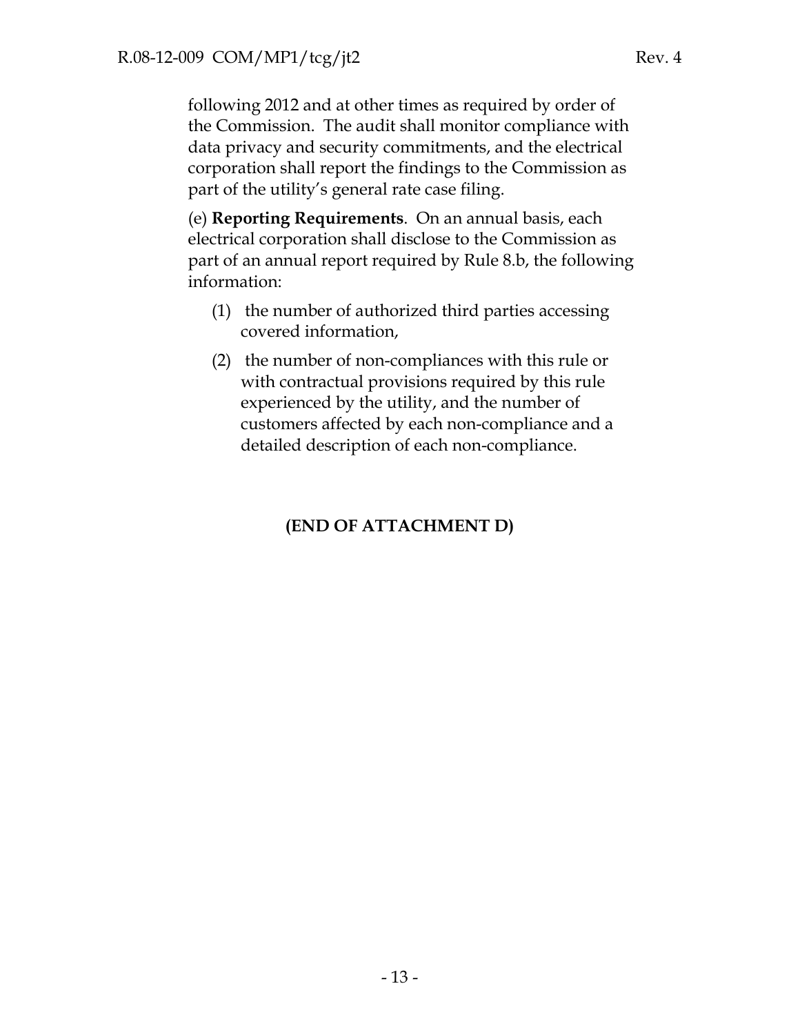following 2012 and at other times as required by order of the Commission. The audit shall monitor compliance with data privacy and security commitments, and the electrical corporation shall report the findings to the Commission as part of the utility's general rate case filing.

(e) **Reporting Requirements**. On an annual basis, each electrical corporation shall disclose to the Commission as part of an annual report required by Rule 8.b, the following information:

(1) the number of authorized third parties accessing covered information,

(2) the number of non-compliances with this rule or with contractual provisions required by this rule experienced by the utility, and the number of customers affected by each non-compliance and a detailed description of each non-compliance.

**(END OF ATTACHMENT D)**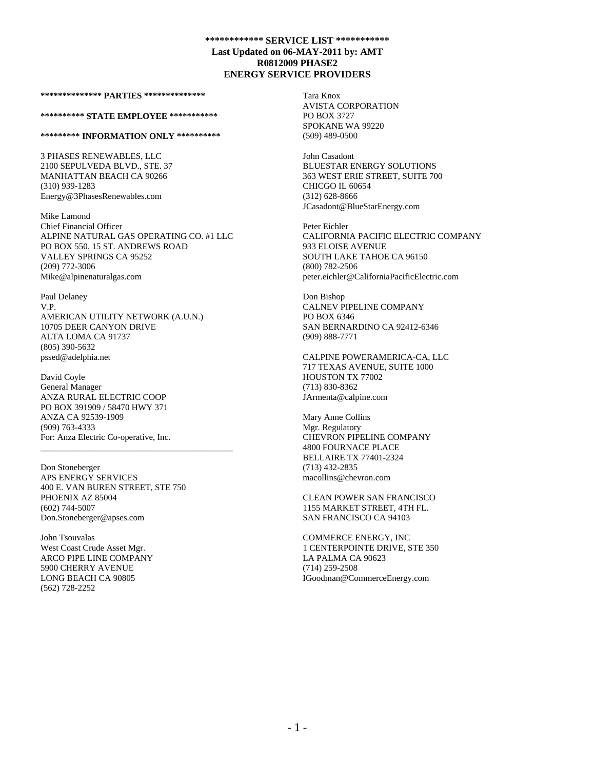**\*\*\*\*\*\*\*\*\*\*\*\* SERVICE LIST \*\*\*\*\*\*\*\*\*\*\***
**Last Updated on 06-MAY-2011 by: AMT**
**R0812009 PHASE2**
**ENERGY SERVICE PROVIDERS**

**\*\*\*\*\*\*\*\*\*\*\*\*\*\* PARTIES \*\*\*\*\*\*\*\*\*\*\*\*\*\***

**\*\*\*\*\*\*\*\*\*\* STATE EMPLOYEE \*\*\*\*\*\*\*\*\*\*\***

**\*\*\*\*\*\*\*\*\* INFORMATION ONLY \*\*\*\*\*\*\*\*\*\***

3 PHASES RENEWABLES, LLC
2100 SEPULVEDA BLVD., STE. 37
MANHATTAN BEACH CA 90266
(310) 939-1283
Energy@3PhasesRenewables.com

Mike Lamond
Chief Financial Officer
ALPINE NATURAL GAS OPERATING CO. #1 LLC
PO BOX 550, 15 ST. ANDREWS ROAD
VALLEY SPRINGS CA 95252
(209) 772-3006
Mike@alpinenaturalgas.com

Paul Delaney
V.P.
AMERICAN UTILITY NETWORK (A.U.N.)
10705 DEER CANYON DRIVE
ALTA LOMA CA 91737
(805) 390-5632
pssed@adelphia.net

David Coyle
General Manager
ANZA RURAL ELECTRIC COOP
PO BOX 391909 / 58470 HWY 371
ANZA CA 92539-1909
(909) 763-4333
For: Anza Electric Co-operative, Inc.

---

Don Stoneberger
APS ENERGY SERVICES
400 E. VAN BUREN STREET, STE 750
PHOENIX AZ 85004
(602) 744-5007
Don.Stoneberger@apses.com

John Tsouvalas
West Coast Crude Asset Mgr.
ARCO PIPE LINE COMPANY
5900 CHERRY AVENUE
LONG BEACH CA 90805
(562) 728-2252

Tara Knox
AVISTA CORPORATION
PO BOX 3727
SPOKANE WA 99220
(509) 489-0500

John Casadont
BLUESTAR ENERGY SOLUTIONS
363 WEST ERIE STREET, SUITE 700
CHICGO IL 60654
(312) 628-8666
JCasadont@BlueStarEnergy.com

Peter Eichler
CALIFORNIA PACIFIC ELECTRIC COMPANY
933 ELOISE AVENUE
SOUTH LAKE TAHOE CA 96150
(800) 782-2506
peter.eichler@CaliforniaPacificElectric.com

Don Bishop
CALNEV PIPELINE COMPANY
PO BOX 6346
SAN BERNARDINO CA 92412-6346
(909) 888-7771

CALPINE POWERAMERICA-CA, LLC
717 TEXAS AVENUE, SUITE 1000
HOUSTON TX 77002
(713) 830-8362
JArmenta@calpine.com

Mary Anne Collins
Mgr. Regulatory
CHEVRON PIPELINE COMPANY
4800 FOURNACE PLACE
BELLAIRE TX 77401-2324
(713) 432-2835
macollins@chevron.com

CLEAN POWER SAN FRANCISCO
1155 MARKET STREET, 4TH FL.
SAN FRANCISCO CA 94103

COMMERCE ENERGY, INC
1 CENTERPOINTE DRIVE, STE 350
LA PALMA CA 90623
(714) 259-2508
IGoodman@CommerceEnergy.com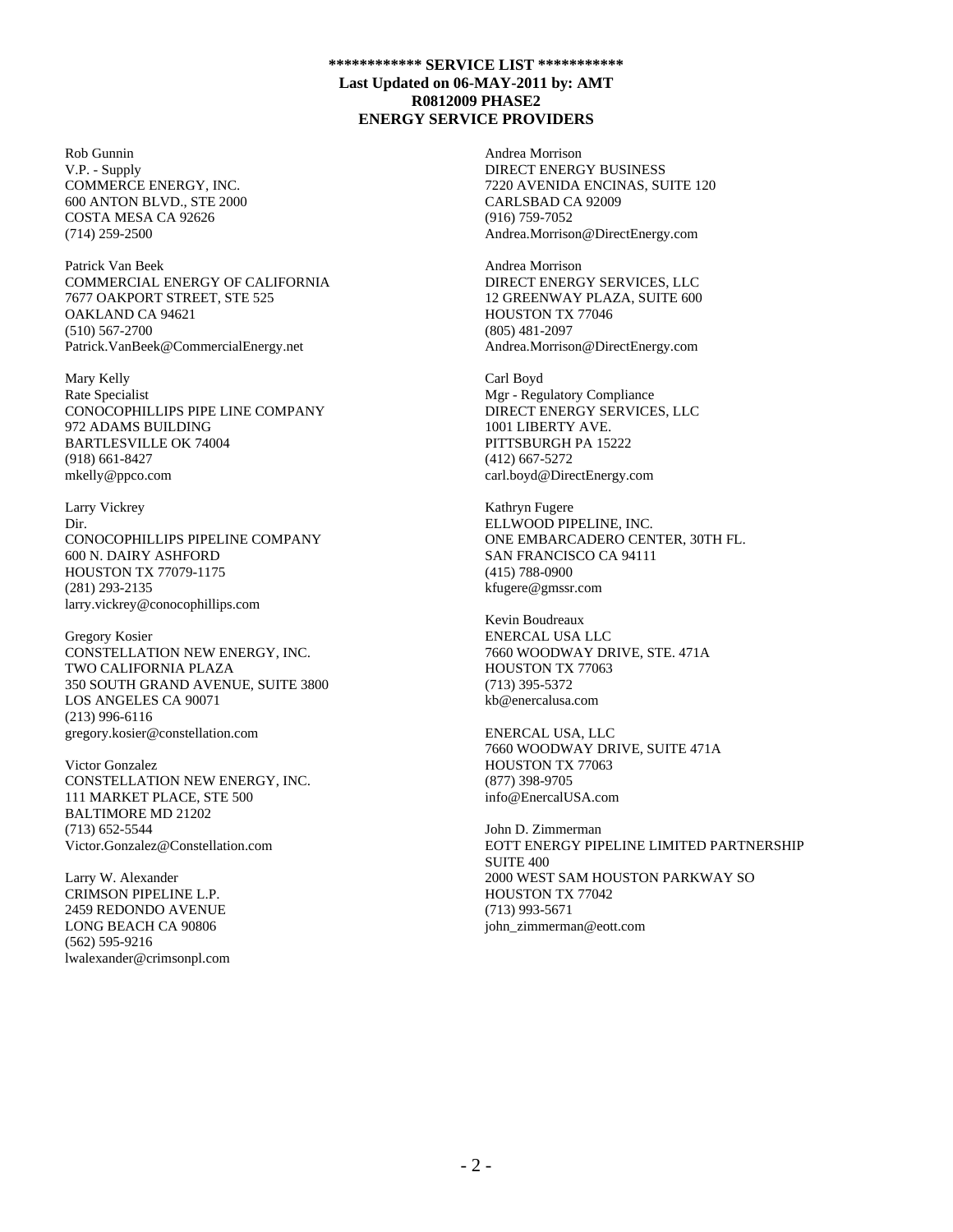**\*\*\*\*\*\*\*\*\*\*\*\* SERVICE LIST \*\*\*\*\*\*\*\*\*\*\***
**Last Updated on 06-MAY-2011 by: AMT**
**R0812009 PHASE2**
**ENERGY SERVICE PROVIDERS**

Rob Gunnin
V.P. - Supply
COMMERCE ENERGY, INC.
600 ANTON BLVD., STE 2000
COSTA MESA CA 92626
(714) 259-2500

Patrick Van Beek
COMMERCIAL ENERGY OF CALIFORNIA
7677 OAKPORT STREET, STE 525
OAKLAND CA 94621
(510) 567-2700
Patrick.VanBeek@CommercialEnergy.net

Mary Kelly
Rate Specialist
CONOCOPHILLIPS PIPE LINE COMPANY
972 ADAMS BUILDING
BARTLESVILLE OK 74004
(918) 661-8427
mkelly@ppco.com

Larry Vickrey
Dir.
CONOCOPHILLIPS PIPELINE COMPANY
600 N. DAIRY ASHFORD
HOUSTON TX 77079-1175
(281) 293-2135
larry.vickrey@conocophillips.com

Gregory Kosier
CONSTELLATION NEW ENERGY, INC.
TWO CALIFORNIA PLAZA
350 SOUTH GRAND AVENUE, SUITE 3800
LOS ANGELES CA 90071
(213) 996-6116
gregory.kosier@constellation.com

Victor Gonzalez
CONSTELLATION NEW ENERGY, INC.
111 MARKET PLACE, STE 500
BALTIMORE MD 21202
(713) 652-5544
Victor.Gonzalez@Constellation.com

Larry W. Alexander
CRIMSON PIPELINE L.P.
2459 REDONDO AVENUE
LONG BEACH CA 90806
(562) 595-9216
lwalexander@crimsonpl.com

Andrea Morrison
DIRECT ENERGY BUSINESS
7220 AVENIDA ENCINAS, SUITE 120
CARLSBAD CA 92009
(916) 759-7052
Andrea.Morrison@DirectEnergy.com

Andrea Morrison
DIRECT ENERGY SERVICES, LLC
12 GREENWAY PLAZA, SUITE 600
HOUSTON TX 77046
(805) 481-2097
Andrea.Morrison@DirectEnergy.com

Carl Boyd
Mgr - Regulatory Compliance
DIRECT ENERGY SERVICES, LLC
1001 LIBERTY AVE.
PITTSBURGH PA 15222
(412) 667-5272
carl.boyd@DirectEnergy.com

Kathryn Fugere
ELLWOOD PIPELINE, INC.
ONE EMBARCADERO CENTER, 30TH FL.
SAN FRANCISCO CA 94111
(415) 788-0900
kfugere@gmssr.com

Kevin Boudreaux
ENERCAL USA LLC
7660 WOODWAY DRIVE, STE. 471A
HOUSTON TX 77063
(713) 395-5372
kb@enercalusa.com

ENERCAL USA, LLC
7660 WOODWAY DRIVE, SUITE 471A
HOUSTON TX 77063
(877) 398-9705
info@EnercalUSA.com

John D. Zimmerman
EOTT ENERGY PIPELINE LIMITED PARTNERSHIP
SUITE 400
2000 WEST SAM HOUSTON PARKWAY SO
HOUSTON TX 77042
(713) 993-5671
john_zimmerman@eott.com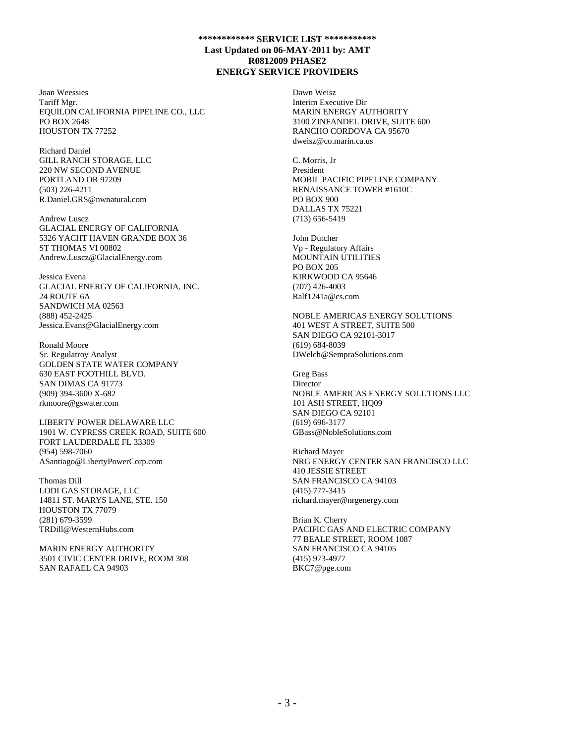**\*\*\*\*\*\*\*\*\*\*\*\* SERVICE LIST \*\*\*\*\*\*\*\*\*\*\***
**Last Updated on 06-MAY-2011 by: AMT**
**R0812009 PHASE2**
**ENERGY SERVICE PROVIDERS**

Joan Weessies
Tariff Mgr.
EQUILON CALIFORNIA PIPELINE CO., LLC
PO BOX 2648
HOUSTON TX 77252

Richard Daniel
GILL RANCH STORAGE, LLC
220 NW SECOND AVENUE
PORTLAND OR 97209
(503) 226-4211
R.Daniel.GRS@nwnatural.com

Andrew Luscz
GLACIAL ENERGY OF CALIFORNIA
5326 YACHT HAVEN GRANDE BOX 36
ST THOMAS VI 00802
Andrew.Luscz@GlacialEnergy.com

Jessica Evena
GLACIAL ENERGY OF CALIFORNIA, INC.
24 ROUTE 6A
SANDWICH MA 02563
(888) 452-2425
Jessica.Evans@GlacialEnergy.com

Ronald Moore
Sr. Regulatroy Analyst
GOLDEN STATE WATER COMPANY
630 EAST FOOTHILL BLVD.
SAN DIMAS CA 91773
(909) 394-3600 X-682
rkmoore@gswater.com

LIBERTY POWER DELAWARE LLC
1901 W. CYPRESS CREEK ROAD, SUITE 600
FORT LAUDERDALE FL 33309
(954) 598-7060
ASantiago@LibertyPowerCorp.com

Thomas Dill
LODI GAS STORAGE, LLC
14811 ST. MARYS LANE, STE. 150
HOUSTON TX 77079
(281) 679-3599
TRDill@WesternHubs.com

MARIN ENERGY AUTHORITY
3501 CIVIC CENTER DRIVE, ROOM 308
SAN RAFAEL CA 94903

Dawn Weisz
Interim Executive Dir
MARIN ENERGY AUTHORITY
3100 ZINFANDEL DRIVE, SUITE 600
RANCHO CORDOVA CA 95670
dweisz@co.marin.ca.us

C. Morris, Jr
President
MOBIL PACIFIC PIPELINE COMPANY
RENAISSANCE TOWER #1610C
PO BOX 900
DALLAS TX 75221
(713) 656-5419

John Dutcher
Vp - Regulatory Affairs
MOUNTAIN UTILITIES
PO BOX 205
KIRKWOOD CA 95646
(707) 426-4003
Ralf1241a@cs.com

NOBLE AMERICAS ENERGY SOLUTIONS
401 WEST A STREET, SUITE 500
SAN DIEGO CA 92101-3017
(619) 684-8039
DWelch@SempraSolutions.com

Greg Bass
Director
NOBLE AMERICAS ENERGY SOLUTIONS LLC
101 ASH STREET, HQ09
SAN DIEGO CA 92101
(619) 696-3177
GBass@NobleSolutions.com

Richard Mayer
NRG ENERGY CENTER SAN FRANCISCO LLC
410 JESSIE STREET
SAN FRANCISCO CA 94103
(415) 777-3415
richard.mayer@nrgenergy.com

Brian K. Cherry
PACIFIC GAS AND ELECTRIC COMPANY
77 BEALE STREET, ROOM 1087
SAN FRANCISCO CA 94105
(415) 973-4977
BKC7@pge.com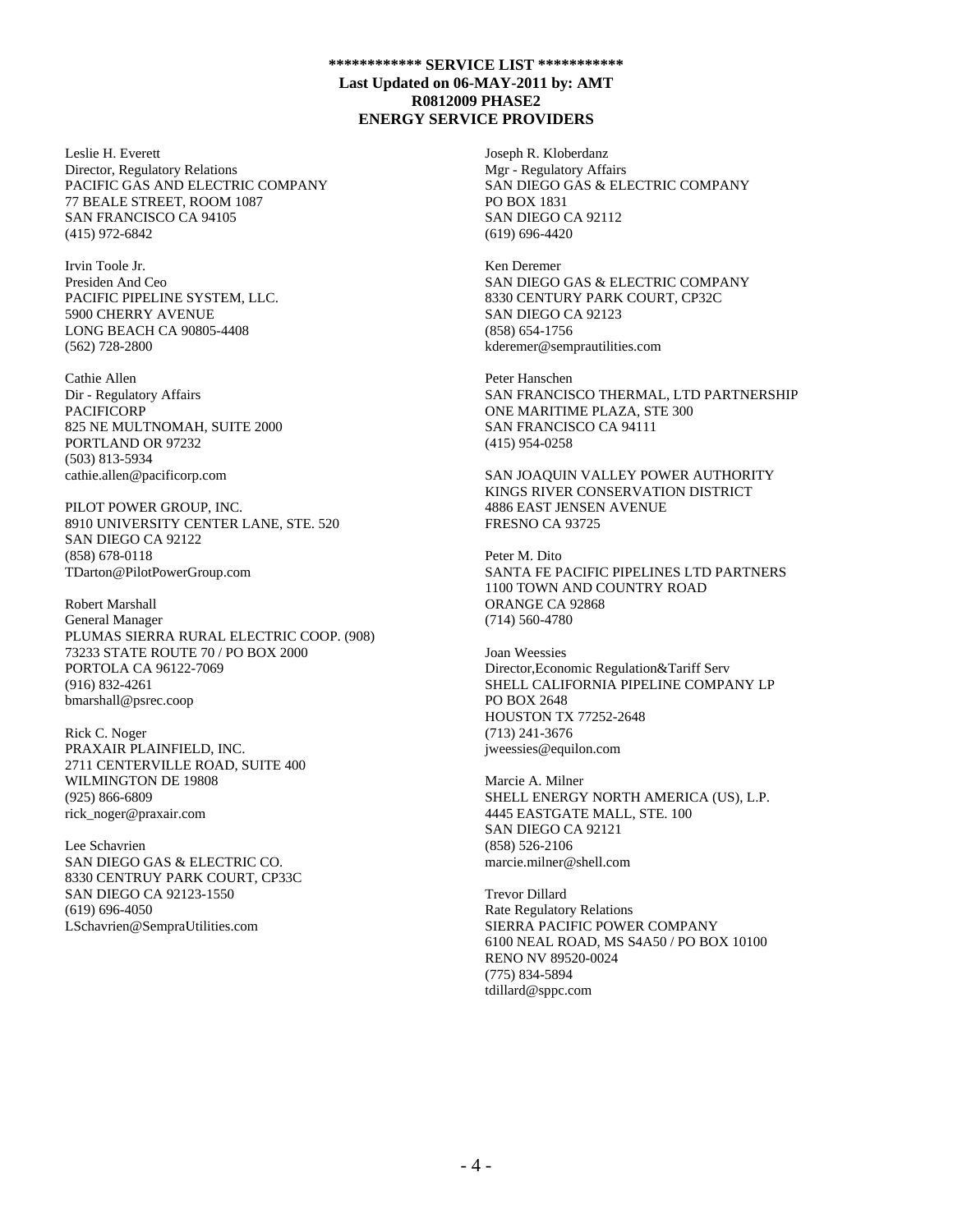**\*\*\*\*\*\*\*\*\*\*\*\* SERVICE LIST \*\*\*\*\*\*\*\*\*\*\***
**Last Updated on 06-MAY-2011 by: AMT**
**R0812009 PHASE2**
**ENERGY SERVICE PROVIDERS**

Leslie H. Everett
Director, Regulatory Relations
PACIFIC GAS AND ELECTRIC COMPANY
77 BEALE STREET, ROOM 1087
SAN FRANCISCO CA 94105
(415) 972-6842

Irvin Toole Jr.
Presiden And Ceo
PACIFIC PIPELINE SYSTEM, LLC.
5900 CHERRY AVENUE
LONG BEACH CA 90805-4408
(562) 728-2800

Cathie Allen
Dir - Regulatory Affairs
PACIFICORP
825 NE MULTNOMAH, SUITE 2000
PORTLAND OR 97232
(503) 813-5934
cathie.allen@pacificorp.com

PILOT POWER GROUP, INC.
8910 UNIVERSITY CENTER LANE, STE. 520
SAN DIEGO CA 92122
(858) 678-0118
TDarton@PilotPowerGroup.com

Robert Marshall
General Manager
PLUMAS SIERRA RURAL ELECTRIC COOP. (908)
73233 STATE ROUTE 70 / PO BOX 2000
PORTOLA CA 96122-7069
(916) 832-4261
bmarshall@psrec.coop

Rick C. Noger
PRAXAIR PLAINFIELD, INC.
2711 CENTERVILLE ROAD, SUITE 400
WILMINGTON DE 19808
(925) 866-6809
rick_noger@praxair.com

Lee Schavrien
SAN DIEGO GAS & ELECTRIC CO.
8330 CENTRUY PARK COURT, CP33C
SAN DIEGO CA 92123-1550
(619) 696-4050
LSchavrien@SempraUtilities.com

Joseph R. Kloberdanz
Mgr - Regulatory Affairs
SAN DIEGO GAS & ELECTRIC COMPANY
PO BOX 1831
SAN DIEGO CA 92112
(619) 696-4420

Ken Deremer
SAN DIEGO GAS & ELECTRIC COMPANY
8330 CENTURY PARK COURT, CP32C
SAN DIEGO CA 92123
(858) 654-1756
kderemer@semprautilities.com

Peter Hanschen
SAN FRANCISCO THERMAL, LTD PARTNERSHIP
ONE MARITIME PLAZA, STE 300
SAN FRANCISCO CA 94111
(415) 954-0258

SAN JOAQUIN VALLEY POWER AUTHORITY
KINGS RIVER CONSERVATION DISTRICT
4886 EAST JENSEN AVENUE
FRESNO CA 93725

Peter M. Dito
SANTA FE PACIFIC PIPELINES LTD PARTNERS
1100 TOWN AND COUNTRY ROAD
ORANGE CA 92868
(714) 560-4780

Joan Weessies
Director,Economic Regulation&Tariff Serv
SHELL CALIFORNIA PIPELINE COMPANY LP
PO BOX 2648
HOUSTON TX 77252-2648
(713) 241-3676
jweessies@equilon.com

Marcie A. Milner
SHELL ENERGY NORTH AMERICA (US), L.P.
4445 EASTGATE MALL, STE. 100
SAN DIEGO CA 92121
(858) 526-2106
marcie.milner@shell.com

Trevor Dillard
Rate Regulatory Relations
SIERRA PACIFIC POWER COMPANY
6100 NEAL ROAD, MS S4A50 / PO BOX 10100
RENO NV 89520-0024
(775) 834-5894
tdillard@sppc.com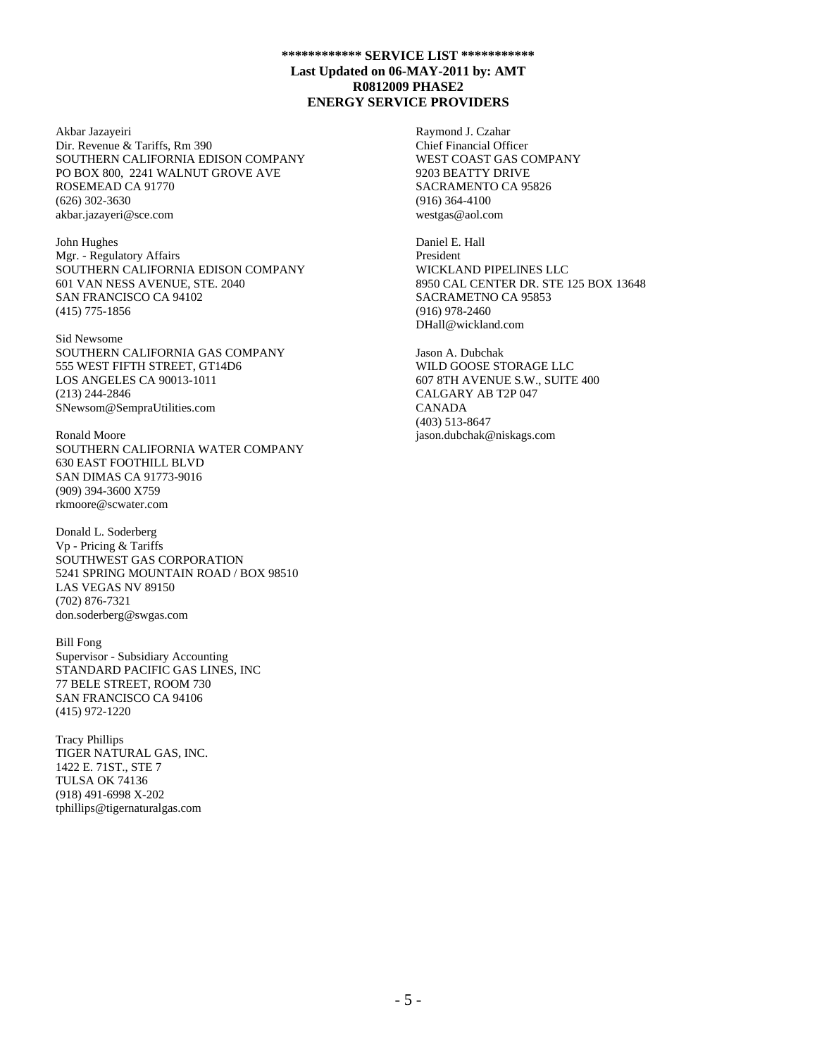**\*\*\*\*\*\*\*\*\*\*\*\* SERVICE LIST \*\*\*\*\*\*\*\*\*\*\***
**Last Updated on 06-MAY-2011 by: AMT**
**R0812009 PHASE2**
**ENERGY SERVICE PROVIDERS**

Akbar Jazayeiri
Dir. Revenue & Tariffs, Rm 390
SOUTHERN CALIFORNIA EDISON COMPANY
PO BOX 800, 2241 WALNUT GROVE AVE
ROSEMEAD CA 91770
(626) 302-3630
akbar.jazayeri@sce.com

John Hughes
Mgr. - Regulatory Affairs
SOUTHERN CALIFORNIA EDISON COMPANY
601 VAN NESS AVENUE, STE. 2040
SAN FRANCISCO CA 94102
(415) 775-1856

Sid Newsome
SOUTHERN CALIFORNIA GAS COMPANY
555 WEST FIFTH STREET, GT14D6
LOS ANGELES CA 90013-1011
(213) 244-2846
SNewsom@SempraUtilities.com

Ronald Moore
SOUTHERN CALIFORNIA WATER COMPANY
630 EAST FOOTHILL BLVD
SAN DIMAS CA 91773-9016
(909) 394-3600 X759
rkmoore@scwater.com

Donald L. Soderberg
Vp - Pricing & Tariffs
SOUTHWEST GAS CORPORATION
5241 SPRING MOUNTAIN ROAD / BOX 98510
LAS VEGAS NV 89150
(702) 876-7321
don.soderberg@swgas.com

Bill Fong
Supervisor - Subsidiary Accounting
STANDARD PACIFIC GAS LINES, INC
77 BELE STREET, ROOM 730
SAN FRANCISCO CA 94106
(415) 972-1220

Tracy Phillips
TIGER NATURAL GAS, INC.
1422 E. 71ST., STE 7
TULSA OK 74136
(918) 491-6998 X-202
tphillips@tigernaturalgas.com

Raymond J. Czahar
Chief Financial Officer
WEST COAST GAS COMPANY
9203 BEATTY DRIVE
SACRAMENTO CA 95826
(916) 364-4100
westgas@aol.com

Daniel E. Hall
President
WICKLAND PIPELINES LLC
8950 CAL CENTER DR. STE 125 BOX 13648
SACRAMETNO CA 95853
(916) 978-2460
DHall@wickland.com

Jason A. Dubchak
WILD GOOSE STORAGE LLC
607 8TH AVENUE S.W., SUITE 400
CALGARY AB T2P 047
CANADA
(403) 513-8647
jason.dubchak@niskags.com